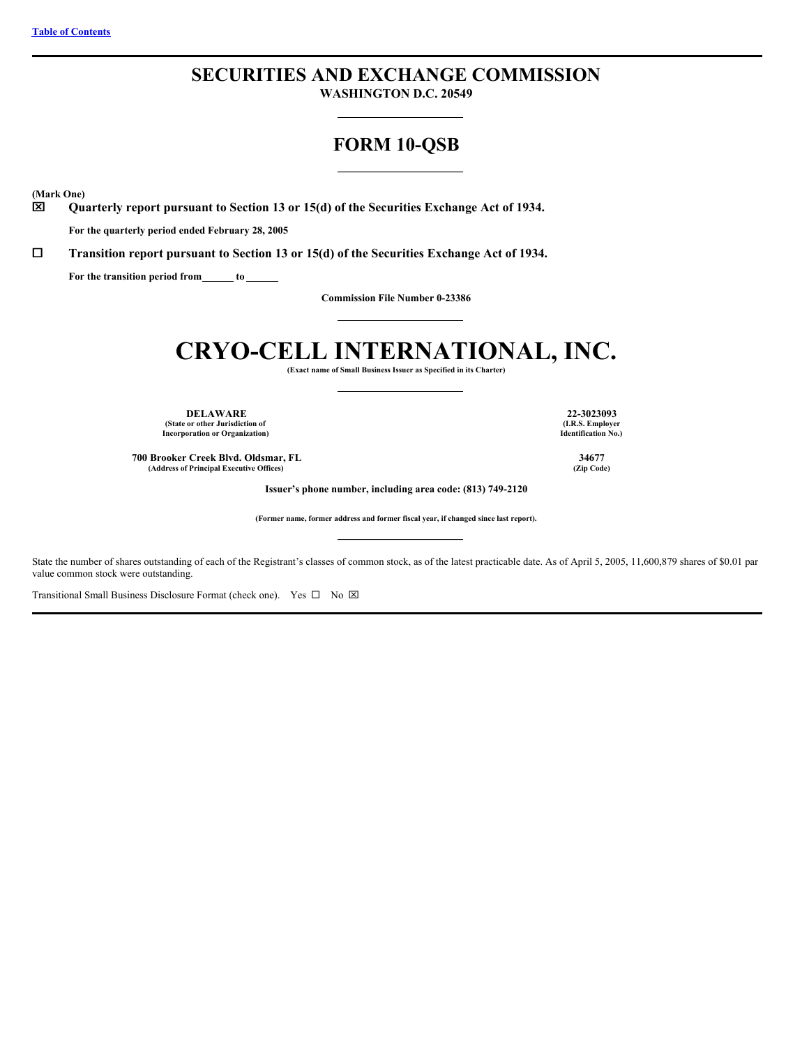[Table of Contents](#)

# SECURITIES AND EXCHANGE COMMISSION

**WASHINGTON D.C. 20549**

## FORM 10-QSB

**(Mark One)**

☒ **Quarterly report pursuant to Section 13 or 15(d) of the Securities Exchange Act of 1934.**

**For the quarterly period ended February 28, 2005**

☐ **Transition report pursuant to Section 13 or 15(d) of the Securities Exchange Act of 1934.**

**For the transition period from \_\_\_\_\_\_ to \_\_\_\_\_\_**

**Commission File Number 0-23386**

# CRYO-CELL INTERNATIONAL, INC.

**(Exact name of Small Business Issuer as Specified in its Charter)**

| | |
|---|---|
| **DELAWARE**<br>**(State or other Jurisdiction of Incorporation or Organization)** | **22-3023093**<br>**(I.R.S. Employer Identification No.)** |
| **700 Brooker Creek Blvd. Oldsmar, FL**<br>**(Address of Principal Executive Offices)** | **34677**<br>**(Zip Code)** |

**Issuer's phone number, including area code: (813) 749-2120**

**(Former name, former address and former fiscal year, if changed since last report).**

State the number of shares outstanding of each of the Registrant's classes of common stock, as of the latest practicable date. As of April 5, 2005, 11,600,879 shares of $0.01 par value common stock were outstanding.

Transitional Small Business Disclosure Format (check one). Yes ☐ No ☒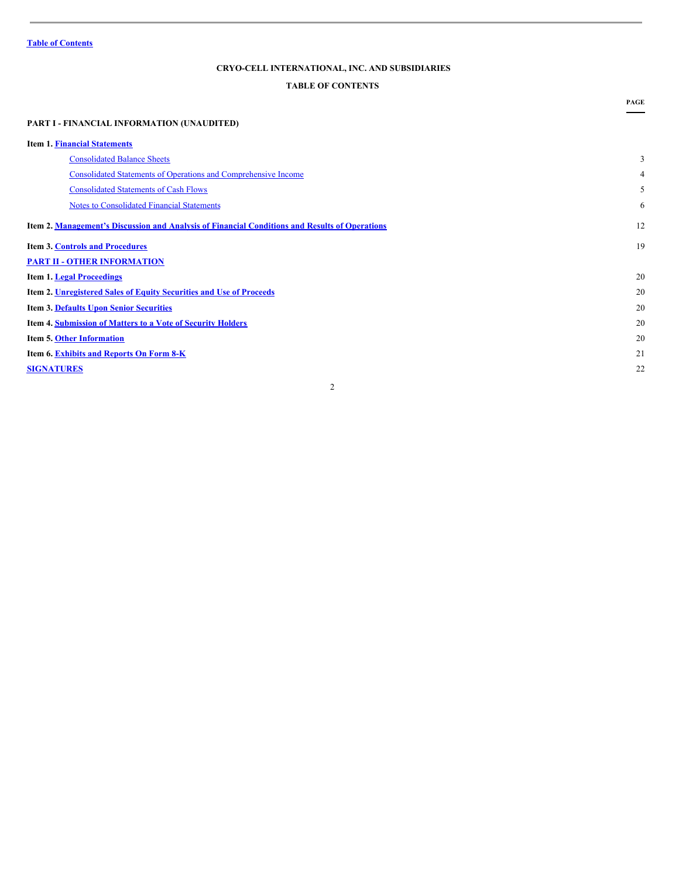Table of Contents

**CRYO-CELL INTERNATIONAL, INC. AND SUBSIDIARIES**

**TABLE OF CONTENTS**

| | PAGE |
|---|---|
| **PART I - FINANCIAL INFORMATION (UNAUDITED)** | |
| **Item 1. Financial Statements** | |
| Consolidated Balance Sheets | 3 |
| Consolidated Statements of Operations and Comprehensive Income | 4 |
| Consolidated Statements of Cash Flows | 5 |
| Notes to Consolidated Financial Statements | 6 |
| **Item 2. Management's Discussion and Analysis of Financial Conditions and Results of Operations** | 12 |
| **Item 3. Controls and Procedures** | 19 |
| **PART II - OTHER INFORMATION** | |
| **Item 1. Legal Proceedings** | 20 |
| **Item 2. Unregistered Sales of Equity Securities and Use of Proceeds** | 20 |
| **Item 3. Defaults Upon Senior Securities** | 20 |
| **Item 4. Submission of Matters to a Vote of Security Holders** | 20 |
| **Item 5. Other Information** | 20 |
| **Item 6. Exhibits and Reports On Form 8-K** | 21 |
| **SIGNATURES** | 22 |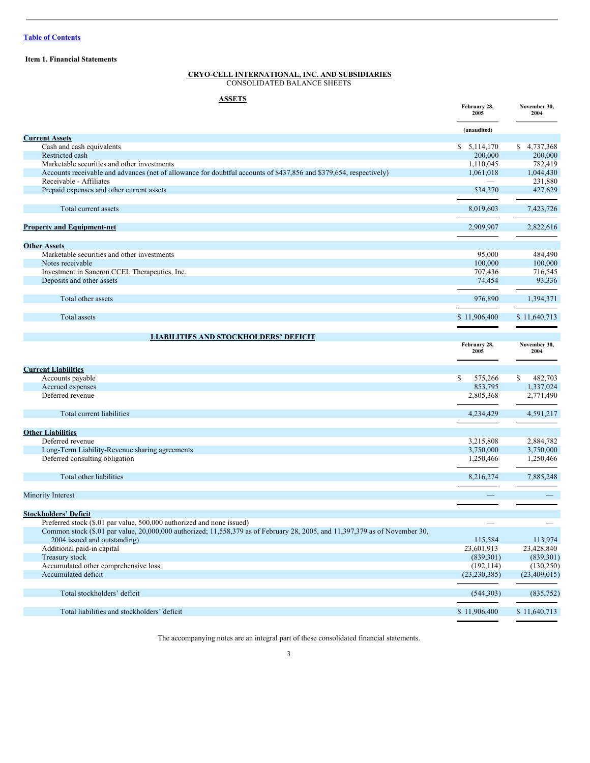[Table of Contents](#)

**Item 1. Financial Statements**

**CRYO-CELL INTERNATIONAL, INC. AND SUBSIDIARIES**
CONSOLIDATED BALANCE SHEETS

**ASSETS**

| | February 28, 2005 | November 30, 2004 |
|---|---|---|
| | (unaudited) | |
| **Current Assets** | | |
| Cash and cash equivalents | $ 5,114,170 | $ 4,737,368 |
| Restricted cash | 200,000 | 200,000 |
| Marketable securities and other investments | 1,110,045 | 782,419 |
| Accounts receivable and advances (net of allowance for doubtful accounts of $437,856 and $379,654, respectively) | 1,061,018 | 1,044,430 |
| Receivable - Affiliates | — | 231,880 |
| Prepaid expenses and other current assets | 534,370 | 427,629 |
| Total current assets | 8,019,603 | 7,423,726 |
| **Property and Equipment-net** | 2,909,907 | 2,822,616 |
| **Other Assets** | | |
| Marketable securities and other investments | 95,000 | 484,490 |
| Notes receivable | 100,000 | 100,000 |
| Investment in Saneron CCEL Therapeutics, Inc. | 707,436 | 716,545 |
| Deposits and other assets | 74,454 | 93,336 |
| Total other assets | 976,890 | 1,394,371 |
| Total assets | $ 11,906,400 | $ 11,640,713 |

**LIABILITIES AND STOCKHOLDERS' DEFICIT**

| | February 28, 2005 | November 30, 2004 |
|---|---|---|
| **Current Liabilities** | | |
| Accounts payable | $ 575,266 | $ 482,703 |
| Accrued expenses | 853,795 | 1,337,024 |
| Deferred revenue | 2,805,368 | 2,771,490 |
| Total current liabilities | 4,234,429 | 4,591,217 |
| **Other Liabilities** | | |
| Deferred revenue | 3,215,808 | 2,884,782 |
| Long-Term Liability-Revenue sharing agreements | 3,750,000 | 3,750,000 |
| Deferred consulting obligation | 1,250,466 | 1,250,466 |
| Total other liabilities | 8,216,274 | 7,885,248 |
| Minority Interest | — | — |
| **Stockholders' Deficit** | | |
| Preferred stock ($.01 par value, 500,000 authorized and none issued) | — | — |
| Common stock ($.01 par value, 20,000,000 authorized; 11,558,379 as of February 28, 2005, and 11,397,379 as of November 30, 2004 issued and outstanding) | 115,584 | 113,974 |
| Additional paid-in capital | 23,601,913 | 23,428,840 |
| Treasury stock | (839,301) | (839,301) |
| Accumulated other comprehensive loss | (192,114) | (130,250) |
| Accumulated deficit | (23,230,385) | (23,409,015) |
| Total stockholders' deficit | (544,303) | (835,752) |
| Total liabilities and stockholders' deficit | $ 11,906,400 | $ 11,640,713 |

The accompanying notes are an integral part of these consolidated financial statements.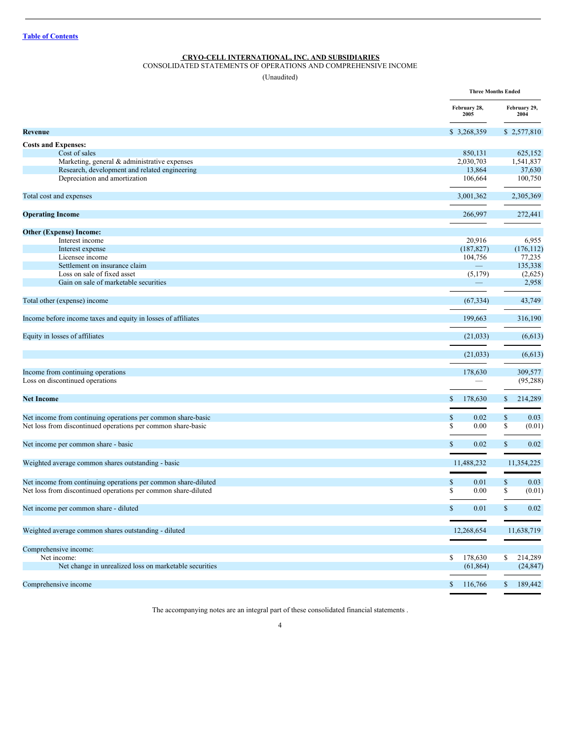[Table of Contents](#)

**CRYO-CELL INTERNATIONAL, INC. AND SUBSIDIARIES**
CONSOLIDATED STATEMENTS OF OPERATIONS AND COMPREHENSIVE INCOME

(Unaudited)

| | Three Months Ended | |
|---|---|---|
| | February 28, 2005 | February 29, 2004 |
| **Revenue** | $ 3,268,359 | $ 2,577,810 |
| **Costs and Expenses:** | | |
| Cost of sales | 850,131 | 625,152 |
| Marketing, general & administrative expenses | 2,030,703 | 1,541,837 |
| Research, development and related engineering | 13,864 | 37,630 |
| Depreciation and amortization | 106,664 | 100,750 |
| Total cost and expenses | 3,001,362 | 2,305,369 |
| **Operating Income** | 266,997 | 272,441 |
| **Other (Expense) Income:** | | |
| Interest income | 20,916 | 6,955 |
| Interest expense | (187,827) | (176,112) |
| Licensee income | 104,756 | 77,235 |
| Settlement on insurance claim | — | 135,338 |
| Loss on sale of fixed asset | (5,179) | (2,625) |
| Gain on sale of marketable securities | — | 2,958 |
| Total other (expense) income | (67,334) | 43,749 |
| Income before income taxes and equity in losses of affiliates | 199,663 | 316,190 |
| Equity in losses of affiliates | (21,033) | (6,613) |
| | (21,033) | (6,613) |
| Income from continuing operations | 178,630 | 309,577 |
| Loss on discontinued operations | — | (95,288) |
| **Net Income** | $ 178,630 | $ 214,289 |
| Net income from continuing operations per common share-basic | $ 0.02 | $ 0.03 |
| Net loss from discontinued operations per common share-basic | $ 0.00 | $ (0.01) |
| Net income per common share - basic | $ 0.02 | $ 0.02 |
| Weighted average common shares outstanding - basic | 11,488,232 | 11,354,225 |
| Net income from continuing operations per common share-diluted | $ 0.01 | $ 0.03 |
| Net loss from discontinued operations per common share-diluted | $ 0.00 | $ (0.01) |
| Net income per common share - diluted | $ 0.01 | $ 0.02 |
| Weighted average common shares outstanding - diluted | 12,268,654 | 11,638,719 |
| Comprehensive income: | | |
| Net income: | $ 178,630 | $ 214,289 |
| Net change in unrealized loss on marketable securities | (61,864) | (24,847) |
| Comprehensive income | $ 116,766 | $ 189,442 |

The accompanying notes are an integral part of these consolidated financial statements .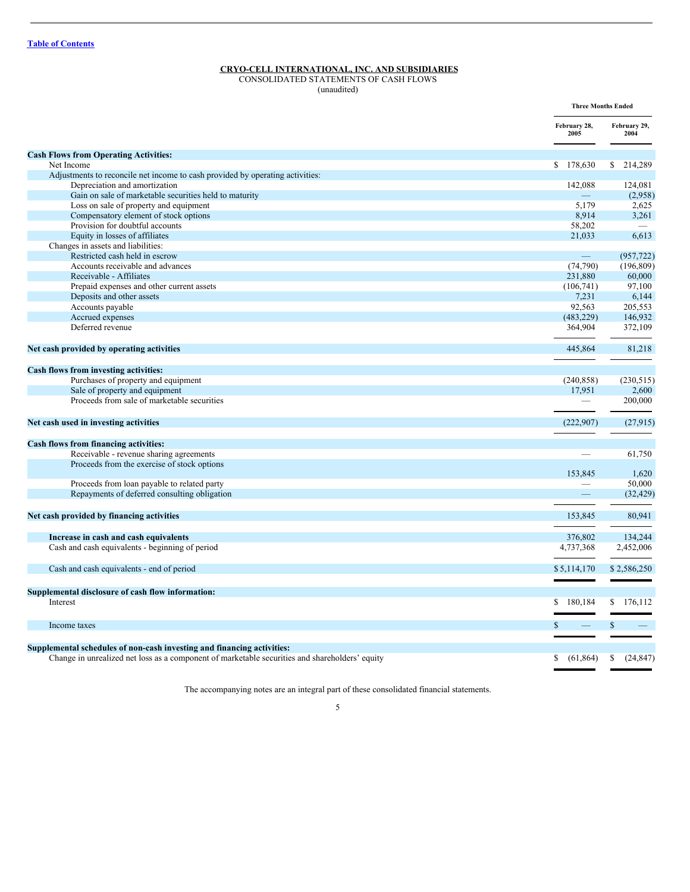[Table of Contents](#)

**CRYO-CELL INTERNATIONAL, INC. AND SUBSIDIARIES**
CONSOLIDATED STATEMENTS OF CASH FLOWS
(unaudited)

| | Three Months Ended | |
|---|---|---|
| | February 28, 2005 | February 29, 2004 |
| **Cash Flows from Operating Activities:** | | |
| Net Income | $ 178,630 | $ 214,289 |
| Adjustments to reconcile net income to cash provided by operating activities: | | |
| Depreciation and amortization | 142,088 | 124,081 |
| Gain on sale of marketable securities held to maturity | — | (2,958) |
| Loss on sale of property and equipment | 5,179 | 2,625 |
| Compensatory element of stock options | 8,914 | 3,261 |
| Provision for doubtful accounts | 58,202 | — |
| Equity in losses of affiliates | 21,033 | 6,613 |
| Changes in assets and liabilities: | | |
| Restricted cash held in escrow | — | (957,722) |
| Accounts receivable and advances | (74,790) | (196,809) |
| Receivable - Affiliates | 231,880 | 60,000 |
| Prepaid expenses and other current assets | (106,741) | 97,100 |
| Deposits and other assets | 7,231 | 6,144 |
| Accounts payable | 92,563 | 205,553 |
| Accrued expenses | (483,229) | 146,932 |
| Deferred revenue | 364,904 | 372,109 |
| **Net cash provided by operating activities** | 445,864 | 81,218 |
| **Cash flows from investing activities:** | | |
| Purchases of property and equipment | (240,858) | (230,515) |
| Sale of property and equipment | 17,951 | 2,600 |
| Proceeds from sale of marketable securities | — | 200,000 |
| **Net cash used in investing activities** | (222,907) | (27,915) |
| **Cash flows from financing activities:** | | |
| Receivable - revenue sharing agreements | — | 61,750 |
| Proceeds from the exercise of stock options | 153,845 | 1,620 |
| Proceeds from loan payable to related party | — | 50,000 |
| Repayments of deferred consulting obligation | — | (32,429) |
| **Net cash provided by financing activities** | 153,845 | 80,941 |
| **Increase in cash and cash equivalents** | 376,802 | 134,244 |
| Cash and cash equivalents - beginning of period | 4,737,368 | 2,452,006 |
| Cash and cash equivalents - end of period | $ 5,114,170 | $ 2,586,250 |
| **Supplemental disclosure of cash flow information:** | | |
| Interest | $ 180,184 | $ 176,112 |
| Income taxes | $ — | $ — |
| **Supplemental schedules of non-cash investing and financing activities:** | | |
| Change in unrealized net loss as a component of marketable securities and shareholders' equity | $ (61,864) | $ (24,847) |

The accompanying notes are an integral part of these consolidated financial statements.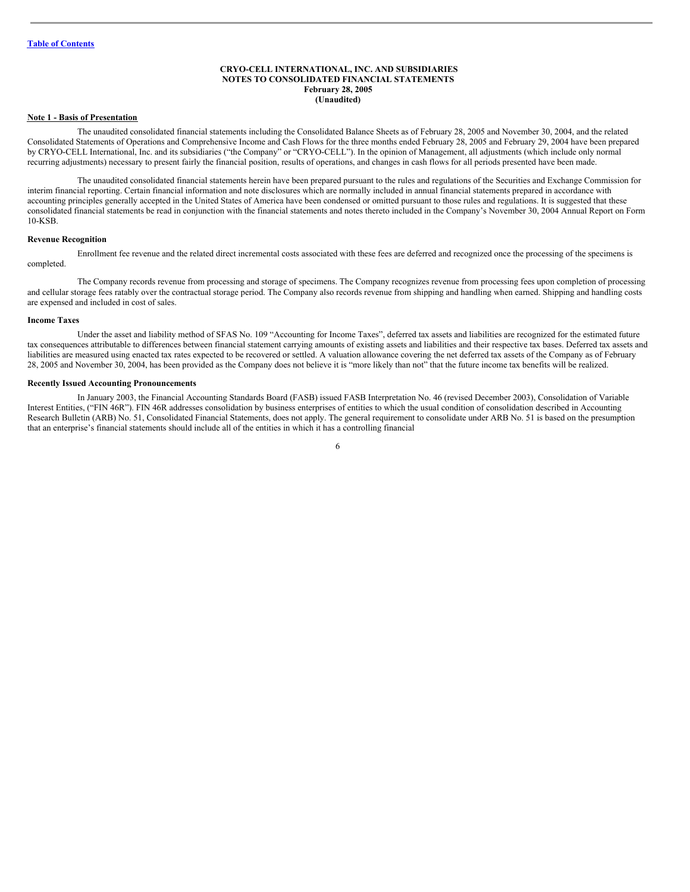[Table of Contents](#)

**CRYO-CELL INTERNATIONAL, INC. AND SUBSIDIARIES**
**NOTES TO CONSOLIDATED FINANCIAL STATEMENTS**
**February 28, 2005**
**(Unaudited)**

**Note 1 - Basis of Presentation**

The unaudited consolidated financial statements including the Consolidated Balance Sheets as of February 28, 2005 and November 30, 2004, and the related Consolidated Statements of Operations and Comprehensive Income and Cash Flows for the three months ended February 28, 2005 and February 29, 2004 have been prepared by CRYO-CELL International, Inc. and its subsidiaries ("the Company" or "CRYO-CELL"). In the opinion of Management, all adjustments (which include only normal recurring adjustments) necessary to present fairly the financial position, results of operations, and changes in cash flows for all periods presented have been made.

The unaudited consolidated financial statements herein have been prepared pursuant to the rules and regulations of the Securities and Exchange Commission for interim financial reporting. Certain financial information and note disclosures which are normally included in annual financial statements prepared in accordance with accounting principles generally accepted in the United States of America have been condensed or omitted pursuant to those rules and regulations. It is suggested that these consolidated financial statements be read in conjunction with the financial statements and notes thereto included in the Company's November 30, 2004 Annual Report on Form 10-KSB.

**Revenue Recognition**

Enrollment fee revenue and the related direct incremental costs associated with these fees are deferred and recognized once the processing of the specimens is completed.

The Company records revenue from processing and storage of specimens. The Company recognizes revenue from processing fees upon completion of processing and cellular storage fees ratably over the contractual storage period. The Company also records revenue from shipping and handling when earned. Shipping and handling costs are expensed and included in cost of sales.

**Income Taxes**

Under the asset and liability method of SFAS No. 109 "Accounting for Income Taxes", deferred tax assets and liabilities are recognized for the estimated future tax consequences attributable to differences between financial statement carrying amounts of existing assets and liabilities and their respective tax bases. Deferred tax assets and liabilities are measured using enacted tax rates expected to be recovered or settled. A valuation allowance covering the net deferred tax assets of the Company as of February 28, 2005 and November 30, 2004, has been provided as the Company does not believe it is "more likely than not" that the future income tax benefits will be realized.

**Recently Issued Accounting Pronouncements**

In January 2003, the Financial Accounting Standards Board (FASB) issued FASB Interpretation No. 46 (revised December 2003), Consolidation of Variable Interest Entities, ("FIN 46R"). FIN 46R addresses consolidation by business enterprises of entities to which the usual condition of consolidation described in Accounting Research Bulletin (ARB) No. 51, Consolidated Financial Statements, does not apply. The general requirement to consolidate under ARB No. 51 is based on the presumption that an enterprise's financial statements should include all of the entities in which it has a controlling financial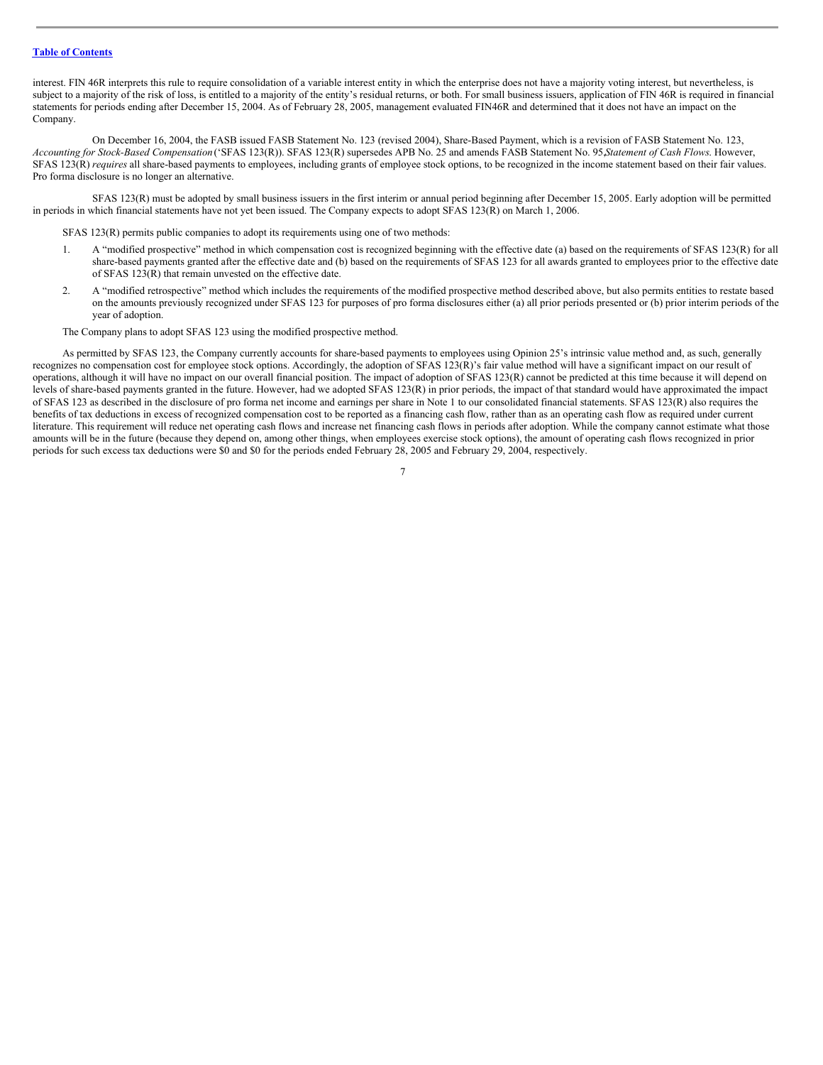interest. FIN 46R interprets this rule to require consolidation of a variable interest entity in which the enterprise does not have a majority voting interest, but nevertheless, is subject to a majority of the risk of loss, is entitled to a majority of the entity's residual returns, or both. For small business issuers, application of FIN 46R is required in financial statements for periods ending after December 15, 2004. As of February 28, 2005, management evaluated FIN46R and determined that it does not have an impact on the Company.

On December 16, 2004, the FASB issued FASB Statement No. 123 (revised 2004), Share-Based Payment, which is a revision of FASB Statement No. 123, *Accounting for Stock-Based Compensation* ('SFAS 123(R)). SFAS 123(R) supersedes APB No. 25 and amends FASB Statement No. 95,*Statement of Cash Flows*. However, SFAS 123(R) *requires* all share-based payments to employees, including grants of employee stock options, to be recognized in the income statement based on their fair values. Pro forma disclosure is no longer an alternative.

SFAS 123(R) must be adopted by small business issuers in the first interim or annual period beginning after December 15, 2005. Early adoption will be permitted in periods in which financial statements have not yet been issued. The Company expects to adopt SFAS 123(R) on March 1, 2006.

SFAS 123(R) permits public companies to adopt its requirements using one of two methods:

1. A "modified prospective" method in which compensation cost is recognized beginning with the effective date (a) based on the requirements of SFAS 123(R) for all share-based payments granted after the effective date and (b) based on the requirements of SFAS 123 for all awards granted to employees prior to the effective date of SFAS 123(R) that remain unvested on the effective date.
2. A "modified retrospective" method which includes the requirements of the modified prospective method described above, but also permits entities to restate based on the amounts previously recognized under SFAS 123 for purposes of pro forma disclosures either (a) all prior periods presented or (b) prior interim periods of the year of adoption.

The Company plans to adopt SFAS 123 using the modified prospective method.

As permitted by SFAS 123, the Company currently accounts for share-based payments to employees using Opinion 25's intrinsic value method and, as such, generally recognizes no compensation cost for employee stock options. Accordingly, the adoption of SFAS 123(R)'s fair value method will have a significant impact on our result of operations, although it will have no impact on our overall financial position. The impact of adoption of SFAS 123(R) cannot be predicted at this time because it will depend on levels of share-based payments granted in the future. However, had we adopted SFAS 123(R) in prior periods, the impact of that standard would have approximated the impact of SFAS 123 as described in the disclosure of pro forma net income and earnings per share in Note 1 to our consolidated financial statements. SFAS 123(R) also requires the benefits of tax deductions in excess of recognized compensation cost to be reported as a financing cash flow, rather than as an operating cash flow as required under current literature. This requirement will reduce net operating cash flows and increase net financing cash flows in periods after adoption. While the company cannot estimate what those amounts will be in the future (because they depend on, among other things, when employees exercise stock options), the amount of operating cash flows recognized in prior periods for such excess tax deductions were $0 and $0 for the periods ended February 28, 2005 and February 29, 2004, respectively.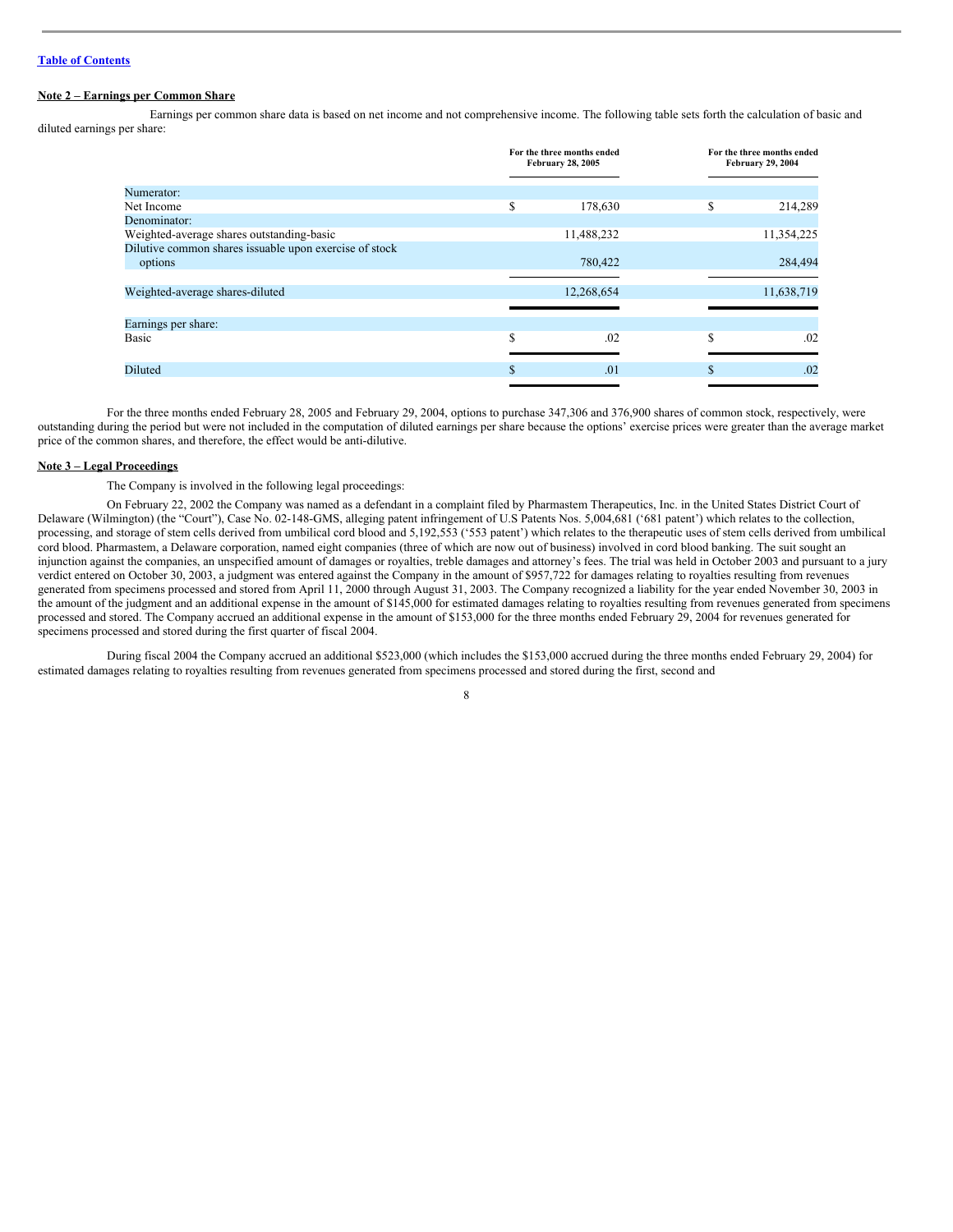[Table of Contents](#)

**Note 2 – Earnings per Common Share**

Earnings per common share data is based on net income and not comprehensive income. The following table sets forth the calculation of basic and diluted earnings per share:

| | For the three months ended February 28, 2005 | For the three months ended February 29, 2004 |
|---|---|---|
| Numerator: | | |
| Net Income | $ 178,630 | $ 214,289 |
| Denominator: | | |
| Weighted-average shares outstanding-basic | 11,488,232 | 11,354,225 |
| Dilutive common shares issuable upon exercise of stock options | 780,422 | 284,494 |
| Weighted-average shares-diluted | 12,268,654 | 11,638,719 |
| Earnings per share: | | |
| Basic | $ .02 | $ .02 |
| Diluted | $ .01 | $ .02 |

For the three months ended February 28, 2005 and February 29, 2004, options to purchase 347,306 and 376,900 shares of common stock, respectively, were outstanding during the period but were not included in the computation of diluted earnings per share because the options' exercise prices were greater than the average market price of the common shares, and therefore, the effect would be anti-dilutive.

**Note 3 – Legal Proceedings**

The Company is involved in the following legal proceedings:

On February 22, 2002 the Company was named as a defendant in a complaint filed by Pharmastem Therapeutics, Inc. in the United States District Court of Delaware (Wilmington) (the "Court"), Case No. 02-148-GMS, alleging patent infringement of U.S Patents Nos. 5,004,681 ('681 patent') which relates to the collection, processing, and storage of stem cells derived from umbilical cord blood and 5,192,553 ('553 patent') which relates to the therapeutic uses of stem cells derived from umbilical cord blood. Pharmastem, a Delaware corporation, named eight companies (three of which are now out of business) involved in cord blood banking. The suit sought an injunction against the companies, an unspecified amount of damages or royalties, treble damages and attorney's fees. The trial was held in October 2003 and pursuant to a jury verdict entered on October 30, 2003, a judgment was entered against the Company in the amount of $957,722 for damages relating to royalties resulting from revenues generated from specimens processed and stored from April 11, 2000 through August 31, 2003. The Company recognized a liability for the year ended November 30, 2003 in the amount of the judgment and an additional expense in the amount of $145,000 for estimated damages relating to royalties resulting from revenues generated from specimens processed and stored. The Company accrued an additional expense in the amount of $153,000 for the three months ended February 29, 2004 for revenues generated for specimens processed and stored during the first quarter of fiscal 2004.

During fiscal 2004 the Company accrued an additional $523,000 (which includes the $153,000 accrued during the three months ended February 29, 2004) for estimated damages relating to royalties resulting from revenues generated from specimens processed and stored during the first, second and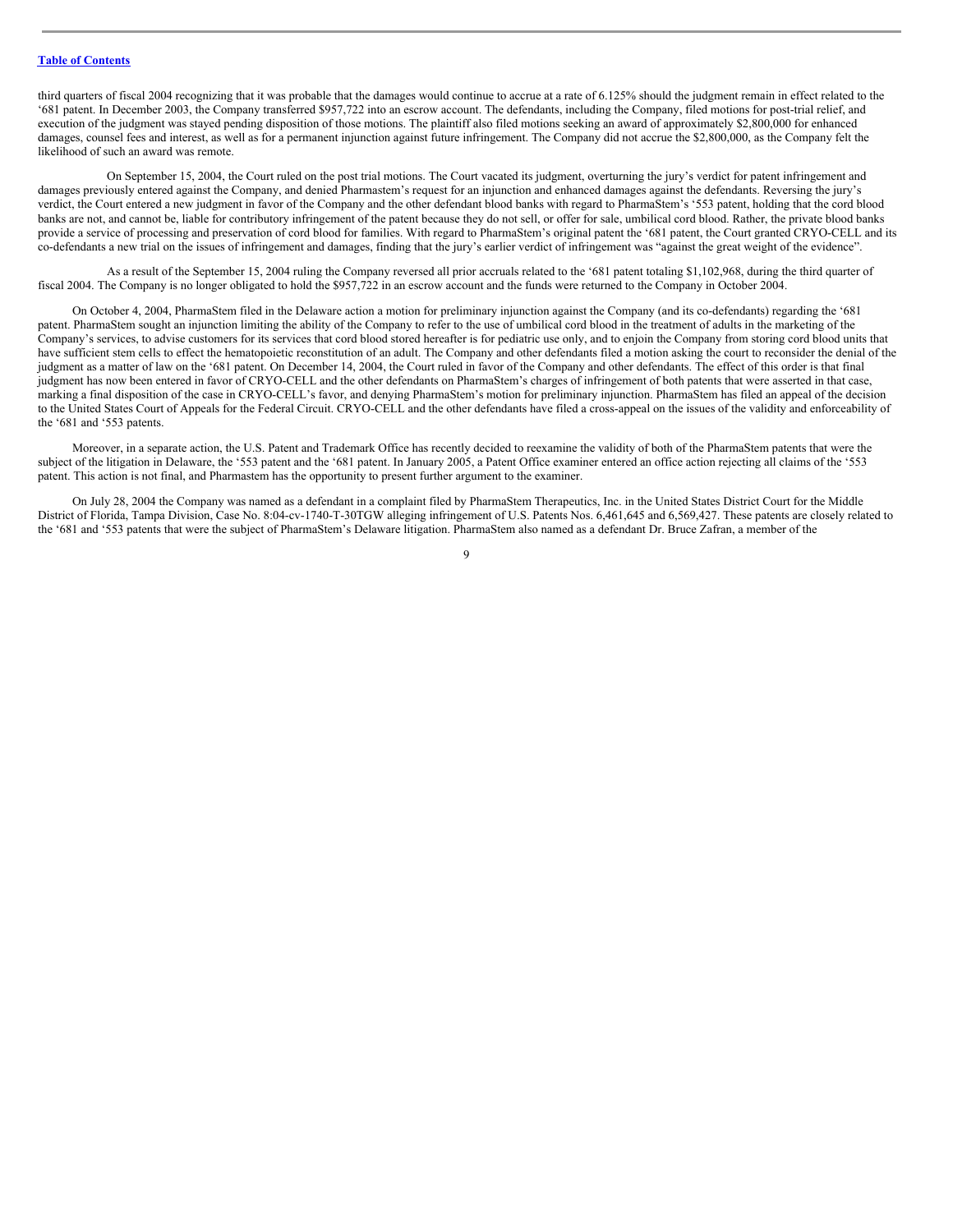third quarters of fiscal 2004 recognizing that it was probable that the damages would continue to accrue at a rate of 6.125% should the judgment remain in effect related to the ‘681 patent. In December 2003, the Company transferred $957,722 into an escrow account. The defendants, including the Company, filed motions for post-trial relief, and execution of the judgment was stayed pending disposition of those motions. The plaintiff also filed motions seeking an award of approximately $2,800,000 for enhanced damages, counsel fees and interest, as well as for a permanent injunction against future infringement. The Company did not accrue the $2,800,000, as the Company felt the likelihood of such an award was remote.

On September 15, 2004, the Court ruled on the post trial motions. The Court vacated its judgment, overturning the jury’s verdict for patent infringement and damages previously entered against the Company, and denied Pharmastem’s request for an injunction and enhanced damages against the defendants. Reversing the jury’s verdict, the Court entered a new judgment in favor of the Company and the other defendant blood banks with regard to PharmaStem’s ‘553 patent, holding that the cord blood banks are not, and cannot be, liable for contributory infringement of the patent because they do not sell, or offer for sale, umbilical cord blood. Rather, the private blood banks provide a service of processing and preservation of cord blood for families. With regard to PharmaStem’s original patent the ‘681 patent, the Court granted CRYO-CELL and its co-defendants a new trial on the issues of infringement and damages, finding that the jury’s earlier verdict of infringement was “against the great weight of the evidence”.

As a result of the September 15, 2004 ruling the Company reversed all prior accruals related to the ‘681 patent totaling $1,102,968, during the third quarter of fiscal 2004. The Company is no longer obligated to hold the $957,722 in an escrow account and the funds were returned to the Company in October 2004.

On October 4, 2004, PharmaStem filed in the Delaware action a motion for preliminary injunction against the Company (and its co-defendants) regarding the ‘681 patent. PharmaStem sought an injunction limiting the ability of the Company to refer to the use of umbilical cord blood in the treatment of adults in the marketing of the Company’s services, to advise customers for its services that cord blood stored hereafter is for pediatric use only, and to enjoin the Company from storing cord blood units that have sufficient stem cells to effect the hematopoietic reconstitution of an adult. The Company and other defendants filed a motion asking the court to reconsider the denial of the judgment as a matter of law on the ‘681 patent. On December 14, 2004, the Court ruled in favor of the Company and other defendants. The effect of this order is that final judgment has now been entered in favor of CRYO-CELL and the other defendants on PharmaStem’s charges of infringement of both patents that were asserted in that case, marking a final disposition of the case in CRYO-CELL’s favor, and denying PharmaStem’s motion for preliminary injunction. PharmaStem has filed an appeal of the decision to the United States Court of Appeals for the Federal Circuit. CRYO-CELL and the other defendants have filed a cross-appeal on the issues of the validity and enforceability of the ‘681 and ‘553 patents.

Moreover, in a separate action, the U.S. Patent and Trademark Office has recently decided to reexamine the validity of both of the PharmaStem patents that were the subject of the litigation in Delaware, the ‘553 patent and the ‘681 patent. In January 2005, a Patent Office examiner entered an office action rejecting all claims of the ‘553 patent. This action is not final, and Pharmastem has the opportunity to present further argument to the examiner.

On July 28, 2004 the Company was named as a defendant in a complaint filed by PharmaStem Therapeutics, Inc. in the United States District Court for the Middle District of Florida, Tampa Division, Case No. 8:04-cv-1740-T-30TGW alleging infringement of U.S. Patents Nos. 6,461,645 and 6,569,427. These patents are closely related to the ‘681 and ‘553 patents that were the subject of PharmaStem’s Delaware litigation. PharmaStem also named as a defendant Dr. Bruce Zafran, a member of the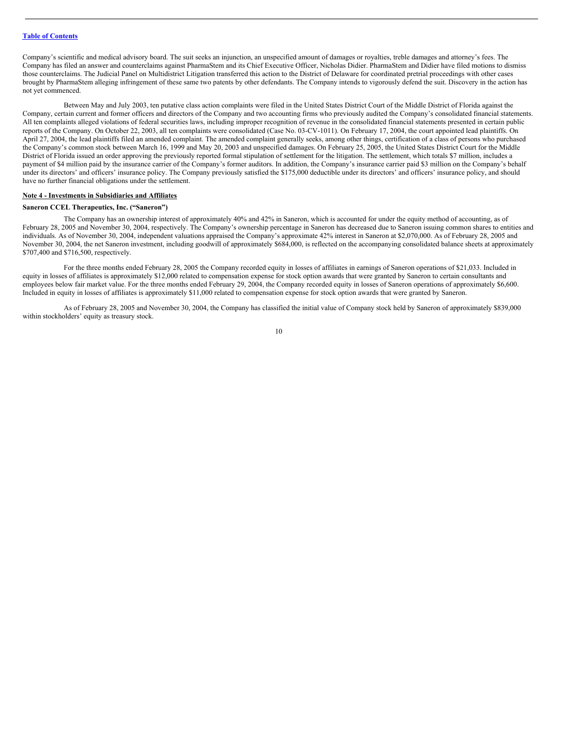Company's scientific and medical advisory board. The suit seeks an injunction, an unspecified amount of damages or royalties, treble damages and attorney's fees. The Company has filed an answer and counterclaims against PharmaStem and its Chief Executive Officer, Nicholas Didier. PharmaStem and Didier have filed motions to dismiss those counterclaims. The Judicial Panel on Multidistrict Litigation transferred this action to the District of Delaware for coordinated pretrial proceedings with other cases brought by PharmaStem alleging infringement of these same two patents by other defendants. The Company intends to vigorously defend the suit. Discovery in the action has not yet commenced.

Between May and July 2003, ten putative class action complaints were filed in the United States District Court of the Middle District of Florida against the Company, certain current and former officers and directors of the Company and two accounting firms who previously audited the Company's consolidated financial statements. All ten complaints alleged violations of federal securities laws, including improper recognition of revenue in the consolidated financial statements presented in certain public reports of the Company. On October 22, 2003, all ten complaints were consolidated (Case No. 03-CV-1011). On February 17, 2004, the court appointed lead plaintiffs. On April 27, 2004, the lead plaintiffs filed an amended complaint. The amended complaint generally seeks, among other things, certification of a class of persons who purchased the Company's common stock between March 16, 1999 and May 20, 2003 and unspecified damages. On February 25, 2005, the United States District Court for the Middle District of Florida issued an order approving the previously reported formal stipulation of settlement for the litigation. The settlement, which totals $7 million, includes a payment of $4 million paid by the insurance carrier of the Company's former auditors. In addition, the Company's insurance carrier paid $3 million on the Company's behalf under its directors' and officers' insurance policy. The Company previously satisfied the $175,000 deductible under its directors' and officers' insurance policy, and should have no further financial obligations under the settlement.

**Note 4 - Investments in Subsidiaries and Affiliates**

**Saneron CCEL Therapeutics, Inc. ("Saneron")**

The Company has an ownership interest of approximately 40% and 42% in Saneron, which is accounted for under the equity method of accounting, as of February 28, 2005 and November 30, 2004, respectively. The Company's ownership percentage in Saneron has decreased due to Saneron issuing common shares to entities and individuals. As of November 30, 2004, independent valuations appraised the Company's approximate 42% interest in Saneron at $2,070,000. As of February 28, 2005 and November 30, 2004, the net Saneron investment, including goodwill of approximately $684,000, is reflected on the accompanying consolidated balance sheets at approximately $707,400 and $716,500, respectively.

For the three months ended February 28, 2005 the Company recorded equity in losses of affiliates in earnings of Saneron operations of $21,033. Included in equity in losses of affiliates is approximately $12,000 related to compensation expense for stock option awards that were granted by Saneron to certain consultants and employees below fair market value. For the three months ended February 29, 2004, the Company recorded equity in losses of Saneron operations of approximately $6,600. Included in equity in losses of affiliates is approximately $11,000 related to compensation expense for stock option awards that were granted by Saneron.

As of February 28, 2005 and November 30, 2004, the Company has classified the initial value of Company stock held by Saneron of approximately $839,000 within stockholders' equity as treasury stock.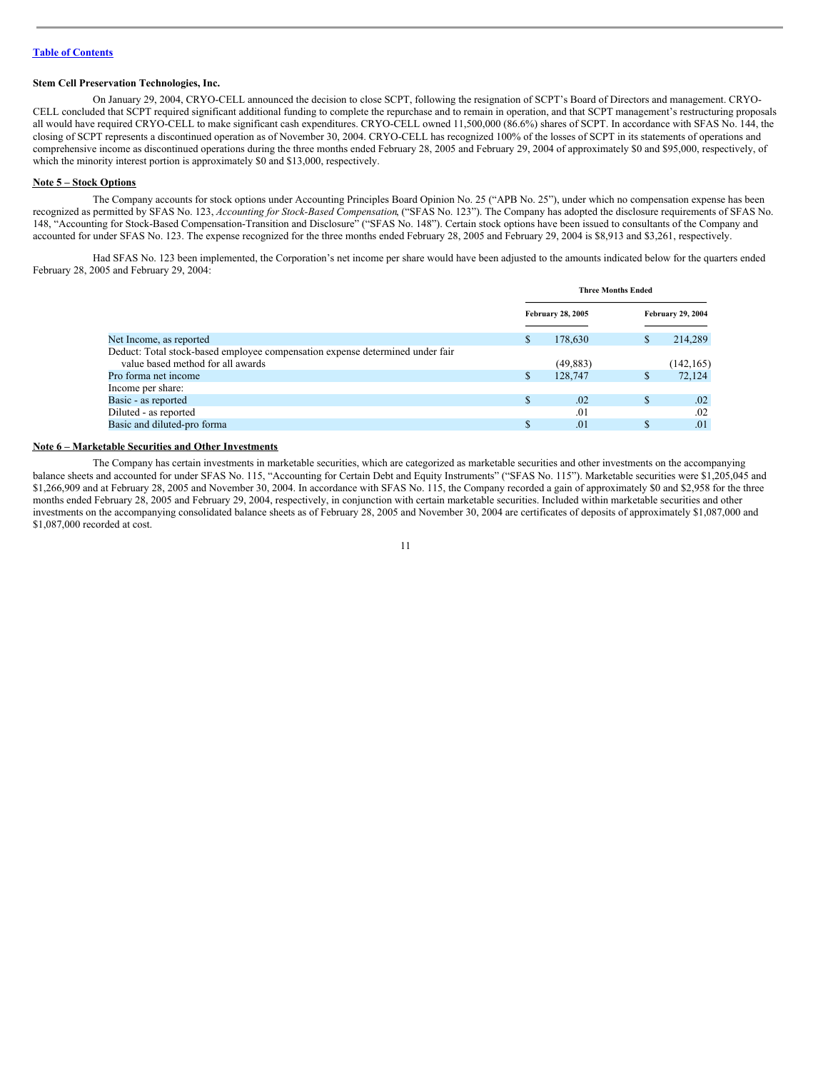[Table of Contents](#)

**Stem Cell Preservation Technologies, Inc.**

On January 29, 2004, CRYO-CELL announced the decision to close SCPT, following the resignation of SCPT's Board of Directors and management. CRYO-CELL concluded that SCPT required significant additional funding to complete the repurchase and to remain in operation, and that SCPT management's restructuring proposals all would have required CRYO-CELL to make significant cash expenditures. CRYO-CELL owned 11,500,000 (86.6%) shares of SCPT. In accordance with SFAS No. 144, the closing of SCPT represents a discontinued operation as of November 30, 2004. CRYO-CELL has recognized 100% of the losses of SCPT in its statements of operations and comprehensive income as discontinued operations during the three months ended February 28, 2005 and February 29, 2004 of approximately $0 and $95,000, respectively, of which the minority interest portion is approximately $0 and $13,000, respectively.

**Note 5 – Stock Options**

The Company accounts for stock options under Accounting Principles Board Opinion No. 25 ("APB No. 25"), under which no compensation expense has been recognized as permitted by SFAS No. 123, *Accounting for Stock-Based Compensation*, ("SFAS No. 123"). The Company has adopted the disclosure requirements of SFAS No. 148, "Accounting for Stock-Based Compensation-Transition and Disclosure" ("SFAS No. 148"). Certain stock options have been issued to consultants of the Company and accounted for under SFAS No. 123. The expense recognized for the three months ended February 28, 2005 and February 29, 2004 is $8,913 and $3,261, respectively.

Had SFAS No. 123 been implemented, the Corporation's net income per share would have been adjusted to the amounts indicated below for the quarters ended February 28, 2005 and February 29, 2004:

| | Three Months Ended | |
|---|---|---|
| | February 28, 2005 | February 29, 2004 |
| Net Income, as reported | $ 178,630 | $ 214,289 |
| Deduct: Total stock-based employee compensation expense determined under fair value based method for all awards | (49,883) | (142,165) |
| Pro forma net income | $ 128,747 | $ 72,124 |
| Income per share: | | |
| Basic - as reported | $ .02 | $ .02 |
| Diluted - as reported | .01 | .02 |
| Basic and diluted-pro forma | $ .01 | $ .01 |

**Note 6 – Marketable Securities and Other Investments**

The Company has certain investments in marketable securities, which are categorized as marketable securities and other investments on the accompanying balance sheets and accounted for under SFAS No. 115, "Accounting for Certain Debt and Equity Instruments" ("SFAS No. 115"). Marketable securities were $1,205,045 and $1,266,909 and at February 28, 2005 and November 30, 2004. In accordance with SFAS No. 115, the Company recorded a gain of approximately $0 and $2,958 for the three months ended February 28, 2005 and February 29, 2004, respectively, in conjunction with certain marketable securities. Included within marketable securities and other investments on the accompanying consolidated balance sheets as of February 28, 2005 and November 30, 2004 are certificates of deposits of approximately $1,087,000 and $1,087,000 recorded at cost.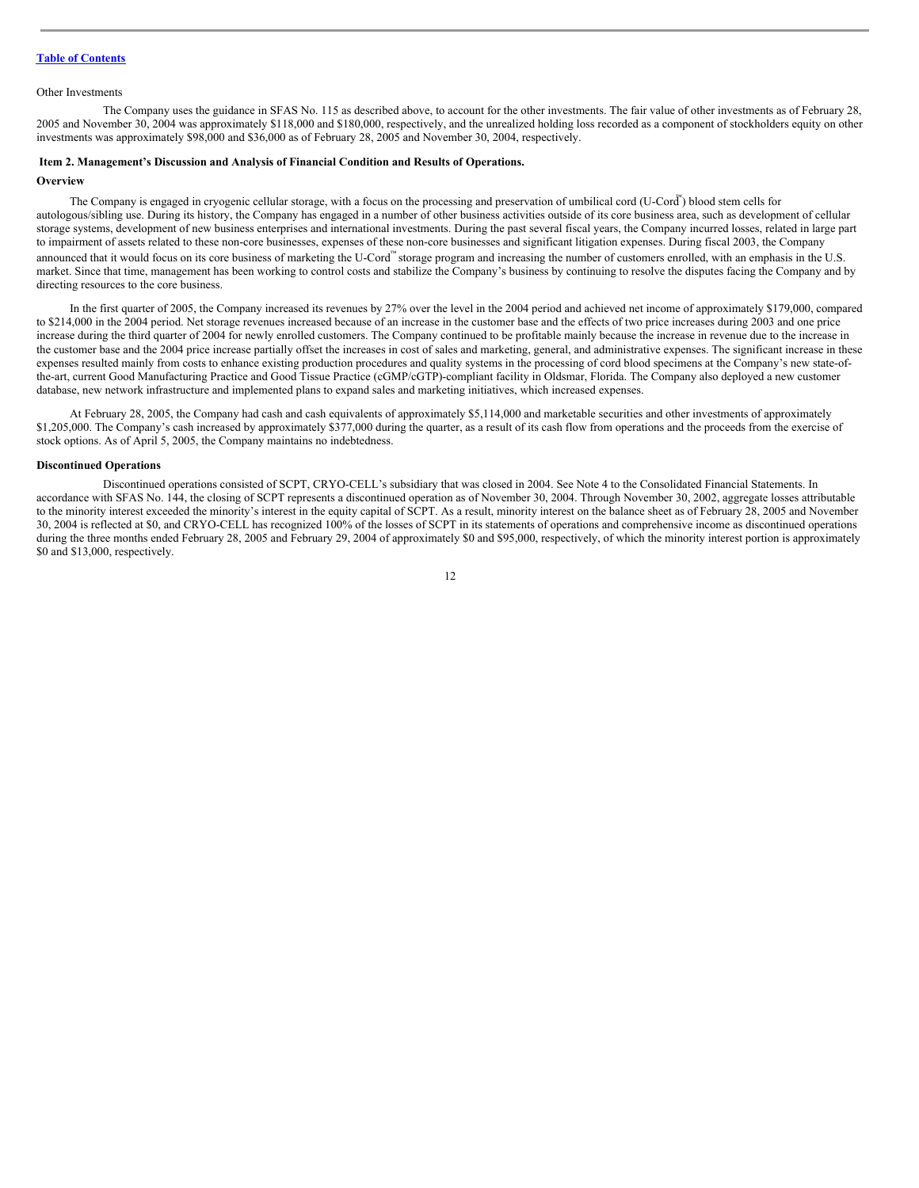Other Investments

The Company uses the guidance in SFAS No. 115 as described above, to account for the other investments. The fair value of other investments as of February 28, 2005 and November 30, 2004 was approximately $118,000 and $180,000, respectively, and the unrealized holding loss recorded as a component of stockholders equity on other investments was approximately $98,000 and $36,000 as of February 28, 2005 and November 30, 2004, respectively.

## Item 2. Management's Discussion and Analysis of Financial Condition and Results of Operations.

### Overview

The Company is engaged in cryogenic cellular storage, with a focus on the processing and preservation of umbilical cord (U-Cord™) blood stem cells for autologous/sibling use. During its history, the Company has engaged in a number of other business activities outside of its core business area, such as development of cellular storage systems, development of new business enterprises and international investments. During the past several fiscal years, the Company incurred losses, related in large part to impairment of assets related to these non-core businesses, expenses of these non-core businesses and significant litigation expenses. During fiscal 2003, the Company announced that it would focus on its core business of marketing the U-Cord™ storage program and increasing the number of customers enrolled, with an emphasis in the U.S. market. Since that time, management has been working to control costs and stabilize the Company's business by continuing to resolve the disputes facing the Company and by directing resources to the core business.

In the first quarter of 2005, the Company increased its revenues by 27% over the level in the 2004 period and achieved net income of approximately $179,000, compared to $214,000 in the 2004 period. Net storage revenues increased because of an increase in the customer base and the effects of two price increases during 2003 and one price increase during the third quarter of 2004 for newly enrolled customers. The Company continued to be profitable mainly because the increase in revenue due to the increase in the customer base and the 2004 price increase partially offset the increases in cost of sales and marketing, general, and administrative expenses. The significant increase in these expenses resulted mainly from costs to enhance existing production procedures and quality systems in the processing of cord blood specimens at the Company's new state-of-the-art, current Good Manufacturing Practice and Good Tissue Practice (cGMP/cGTP)-compliant facility in Oldsmar, Florida. The Company also deployed a new customer database, new network infrastructure and implemented plans to expand sales and marketing initiatives, which increased expenses.

At February 28, 2005, the Company had cash and cash equivalents of approximately $5,114,000 and marketable securities and other investments of approximately $1,205,000. The Company's cash increased by approximately $377,000 during the quarter, as a result of its cash flow from operations and the proceeds from the exercise of stock options. As of April 5, 2005, the Company maintains no indebtedness.

### Discontinued Operations

Discontinued operations consisted of SCPT, CRYO-CELL's subsidiary that was closed in 2004. See Note 4 to the Consolidated Financial Statements. In accordance with SFAS No. 144, the closing of SCPT represents a discontinued operation as of November 30, 2004. Through November 30, 2002, aggregate losses attributable to the minority interest exceeded the minority's interest in the equity capital of SCPT. As a result, minority interest on the balance sheet as of February 28, 2005 and November 30, 2004 is reflected at $0, and CRYO-CELL has recognized 100% of the losses of SCPT in its statements of operations and comprehensive income as discontinued operations during the three months ended February 28, 2005 and February 29, 2004 of approximately $0 and $95,000, respectively, of which the minority interest portion is approximately $0 and $13,000, respectively.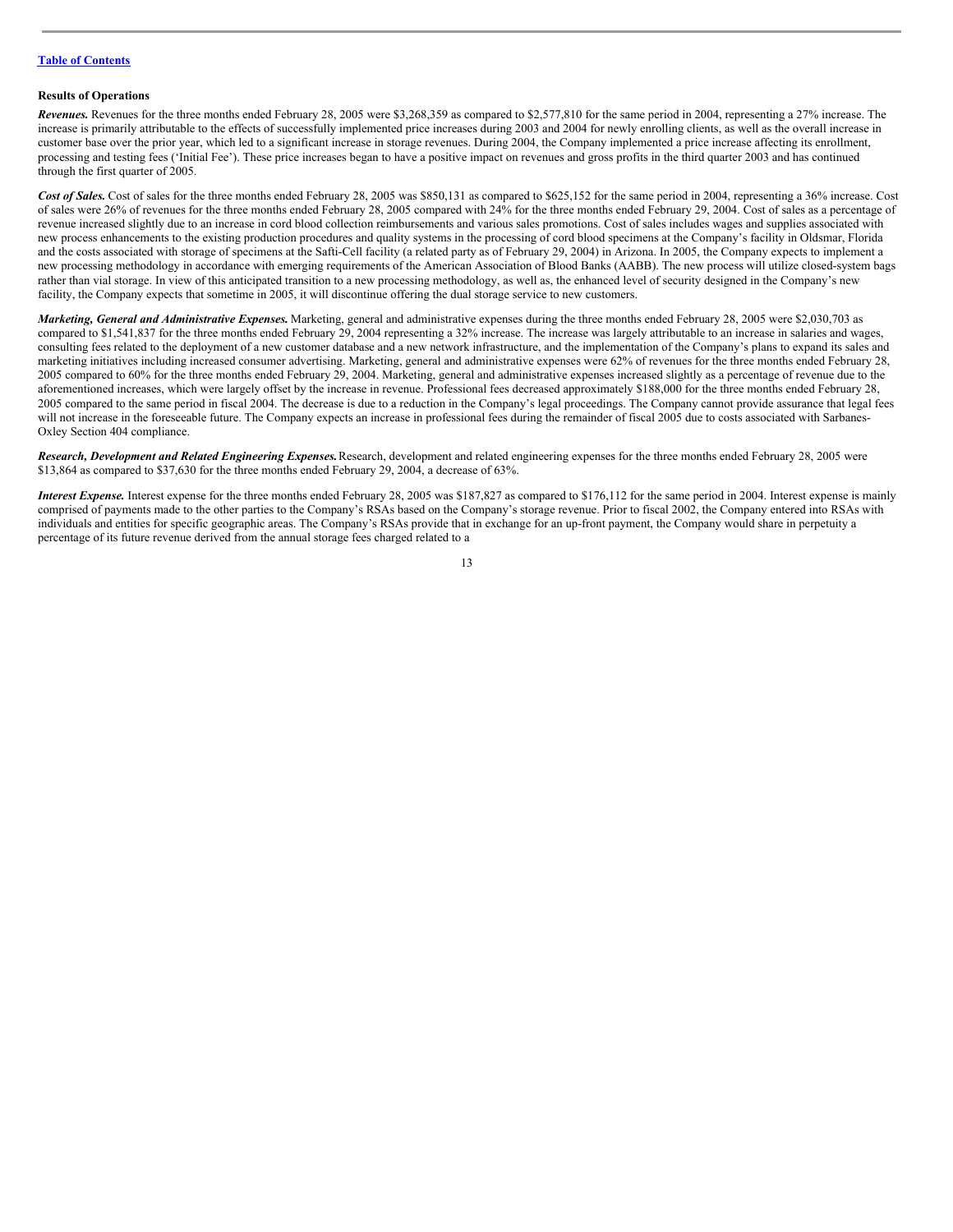[Table of Contents](#)

**Results of Operations**

***Revenues.*** Revenues for the three months ended February 28, 2005 were $3,268,359 as compared to $2,577,810 for the same period in 2004, representing a 27% increase. The increase is primarily attributable to the effects of successfully implemented price increases during 2003 and 2004 for newly enrolling clients, as well as the overall increase in customer base over the prior year, which led to a significant increase in storage revenues. During 2004, the Company implemented a price increase affecting its enrollment, processing and testing fees ('Initial Fee'). These price increases began to have a positive impact on revenues and gross profits in the third quarter 2003 and has continued through the first quarter of 2005.

***Cost of Sales.*** Cost of sales for the three months ended February 28, 2005 was $850,131 as compared to $625,152 for the same period in 2004, representing a 36% increase. Cost of sales were 26% of revenues for the three months ended February 28, 2005 compared with 24% for the three months ended February 29, 2004. Cost of sales as a percentage of revenue increased slightly due to an increase in cord blood collection reimbursements and various sales promotions. Cost of sales includes wages and supplies associated with new process enhancements to the existing production procedures and quality systems in the processing of cord blood specimens at the Company's facility in Oldsmar, Florida and the costs associated with storage of specimens at the Safti-Cell facility (a related party as of February 29, 2004) in Arizona. In 2005, the Company expects to implement a new processing methodology in accordance with emerging requirements of the American Association of Blood Banks (AABB). The new process will utilize closed-system bags rather than vial storage. In view of this anticipated transition to a new processing methodology, as well as, the enhanced level of security designed in the Company's new facility, the Company expects that sometime in 2005, it will discontinue offering the dual storage service to new customers.

***Marketing, General and Administrative Expenses.*** Marketing, general and administrative expenses during the three months ended February 28, 2005 were $2,030,703 as compared to $1,541,837 for the three months ended February 29, 2004 representing a 32% increase. The increase was largely attributable to an increase in salaries and wages, consulting fees related to the deployment of a new customer database and a new network infrastructure, and the implementation of the Company's plans to expand its sales and marketing initiatives including increased consumer advertising. Marketing, general and administrative expenses were 62% of revenues for the three months ended February 28, 2005 compared to 60% for the three months ended February 29, 2004. Marketing, general and administrative expenses increased slightly as a percentage of revenue due to the aforementioned increases, which were largely offset by the increase in revenue. Professional fees decreased approximately $188,000 for the three months ended February 28, 2005 compared to the same period in fiscal 2004. The decrease is due to a reduction in the Company's legal proceedings. The Company cannot provide assurance that legal fees will not increase in the foreseeable future. The Company expects an increase in professional fees during the remainder of fiscal 2005 due to costs associated with Sarbanes-Oxley Section 404 compliance.

***Research, Development and Related Engineering Expenses.*** Research, development and related engineering expenses for the three months ended February 28, 2005 were $13,864 as compared to $37,630 for the three months ended February 29, 2004, a decrease of 63%.

***Interest Expense.*** Interest expense for the three months ended February 28, 2005 was $187,827 as compared to $176,112 for the same period in 2004. Interest expense is mainly comprised of payments made to the other parties to the Company's RSAs based on the Company's storage revenue. Prior to fiscal 2002, the Company entered into RSAs with individuals and entities for specific geographic areas. The Company's RSAs provide that in exchange for an up-front payment, the Company would share in perpetuity a percentage of its future revenue derived from the annual storage fees charged related to a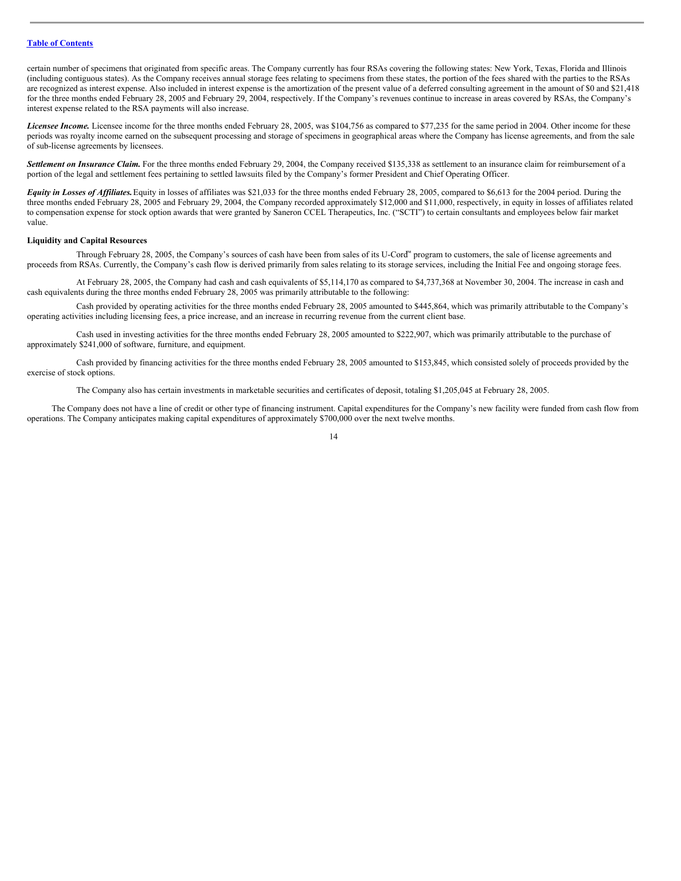certain number of specimens that originated from specific areas. The Company currently has four RSAs covering the following states: New York, Texas, Florida and Illinois (including contiguous states). As the Company receives annual storage fees relating to specimens from these states, the portion of the fees shared with the parties to the RSAs are recognized as interest expense. Also included in interest expense is the amortization of the present value of a deferred consulting agreement in the amount of $0 and $21,418 for the three months ended February 28, 2005 and February 29, 2004, respectively. If the Company's revenues continue to increase in areas covered by RSAs, the Company's interest expense related to the RSA payments will also increase.

***Licensee Income.*** Licensee income for the three months ended February 28, 2005, was $104,756 as compared to $77,235 for the same period in 2004. Other income for these periods was royalty income earned on the subsequent processing and storage of specimens in geographical areas where the Company has license agreements, and from the sale of sub-license agreements by licensees.

***Settlement on Insurance Claim.*** For the three months ended February 29, 2004, the Company received $135,338 as settlement to an insurance claim for reimbursement of a portion of the legal and settlement fees pertaining to settled lawsuits filed by the Company's former President and Chief Operating Officer.

***Equity in Losses of Affiliates.*** Equity in losses of affiliates was $21,033 for the three months ended February 28, 2005, compared to $6,613 for the 2004 period. During the three months ended February 28, 2005 and February 29, 2004, the Company recorded approximately $12,000 and $11,000, respectively, in equity in losses of affiliates related to compensation expense for stock option awards that were granted by Saneron CCEL Therapeutics, Inc. ("SCTI") to certain consultants and employees below fair market value.

**Liquidity and Capital Resources**

Through February 28, 2005, the Company's sources of cash have been from sales of its U-Cord™ program to customers, the sale of license agreements and proceeds from RSAs. Currently, the Company's cash flow is derived primarily from sales relating to its storage services, including the Initial Fee and ongoing storage fees.

At February 28, 2005, the Company had cash and cash equivalents of $5,114,170 as compared to $4,737,368 at November 30, 2004. The increase in cash and cash equivalents during the three months ended February 28, 2005 was primarily attributable to the following:

Cash provided by operating activities for the three months ended February 28, 2005 amounted to $445,864, which was primarily attributable to the Company's operating activities including licensing fees, a price increase, and an increase in recurring revenue from the current client base.

Cash used in investing activities for the three months ended February 28, 2005 amounted to $222,907, which was primarily attributable to the purchase of approximately $241,000 of software, furniture, and equipment.

Cash provided by financing activities for the three months ended February 28, 2005 amounted to $153,845, which consisted solely of proceeds provided by the exercise of stock options.

The Company also has certain investments in marketable securities and certificates of deposit, totaling $1,205,045 at February 28, 2005.

The Company does not have a line of credit or other type of financing instrument. Capital expenditures for the Company's new facility were funded from cash flow from operations. The Company anticipates making capital expenditures of approximately $700,000 over the next twelve months.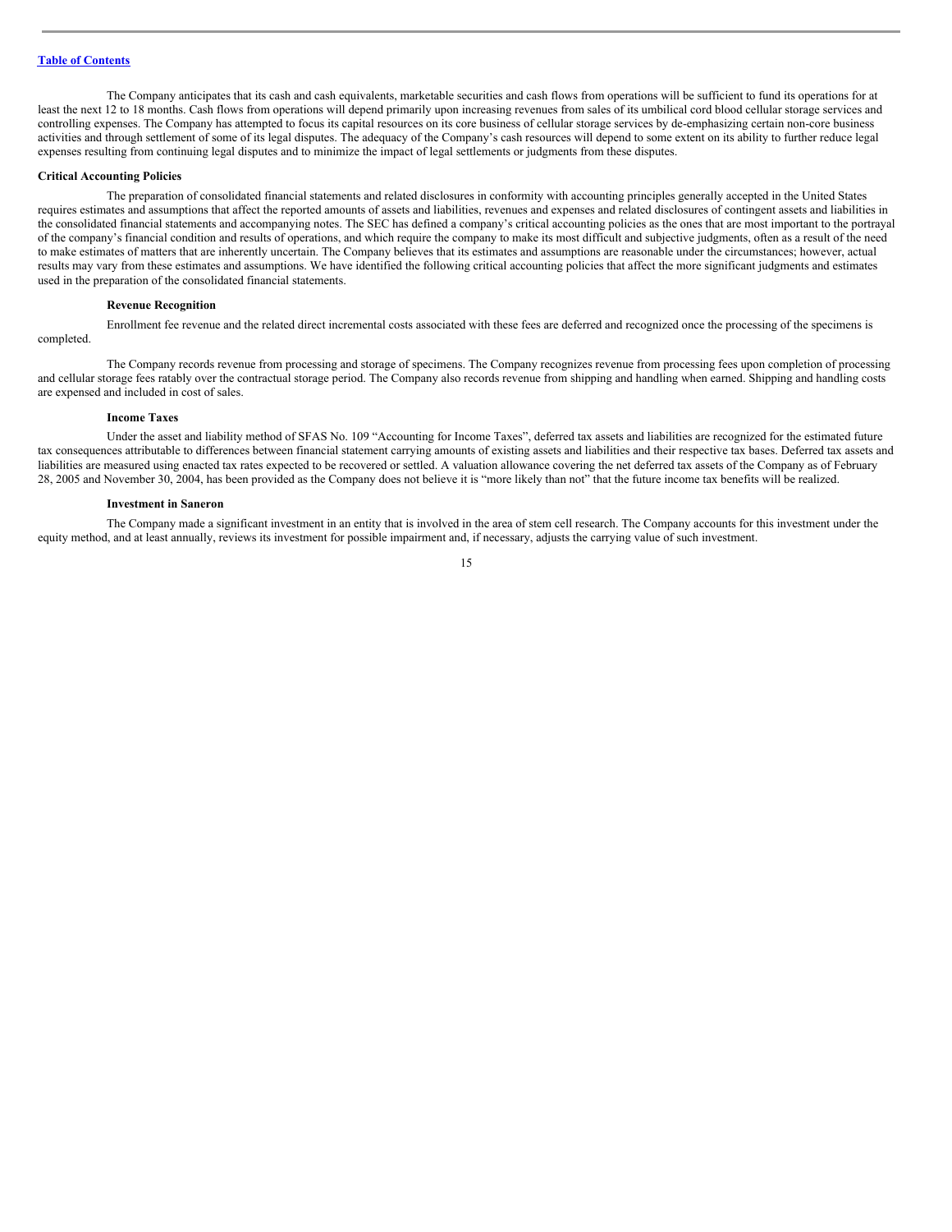The Company anticipates that its cash and cash equivalents, marketable securities and cash flows from operations will be sufficient to fund its operations for at least the next 12 to 18 months. Cash flows from operations will depend primarily upon increasing revenues from sales of its umbilical cord blood cellular storage services and controlling expenses. The Company has attempted to focus its capital resources on its core business of cellular storage services by de-emphasizing certain non-core business activities and through settlement of some of its legal disputes. The adequacy of the Company's cash resources will depend to some extent on its ability to further reduce legal expenses resulting from continuing legal disputes and to minimize the impact of legal settlements or judgments from these disputes.

**Critical Accounting Policies**

The preparation of consolidated financial statements and related disclosures in conformity with accounting principles generally accepted in the United States requires estimates and assumptions that affect the reported amounts of assets and liabilities, revenues and expenses and related disclosures of contingent assets and liabilities in the consolidated financial statements and accompanying notes. The SEC has defined a company's critical accounting policies as the ones that are most important to the portrayal of the company's financial condition and results of operations, and which require the company to make its most difficult and subjective judgments, often as a result of the need to make estimates of matters that are inherently uncertain. The Company believes that its estimates and assumptions are reasonable under the circumstances; however, actual results may vary from these estimates and assumptions. We have identified the following critical accounting policies that affect the more significant judgments and estimates used in the preparation of the consolidated financial statements.

**Revenue Recognition**

Enrollment fee revenue and the related direct incremental costs associated with these fees are deferred and recognized once the processing of the specimens is completed.

The Company records revenue from processing and storage of specimens. The Company recognizes revenue from processing fees upon completion of processing and cellular storage fees ratably over the contractual storage period. The Company also records revenue from shipping and handling when earned. Shipping and handling costs are expensed and included in cost of sales.

**Income Taxes**

Under the asset and liability method of SFAS No. 109 "Accounting for Income Taxes", deferred tax assets and liabilities are recognized for the estimated future tax consequences attributable to differences between financial statement carrying amounts of existing assets and liabilities and their respective tax bases. Deferred tax assets and liabilities are measured using enacted tax rates expected to be recovered or settled. A valuation allowance covering the net deferred tax assets of the Company as of February 28, 2005 and November 30, 2004, has been provided as the Company does not believe it is "more likely than not" that the future income tax benefits will be realized.

**Investment in Saneron**

The Company made a significant investment in an entity that is involved in the area of stem cell research. The Company accounts for this investment under the equity method, and at least annually, reviews its investment for possible impairment and, if necessary, adjusts the carrying value of such investment.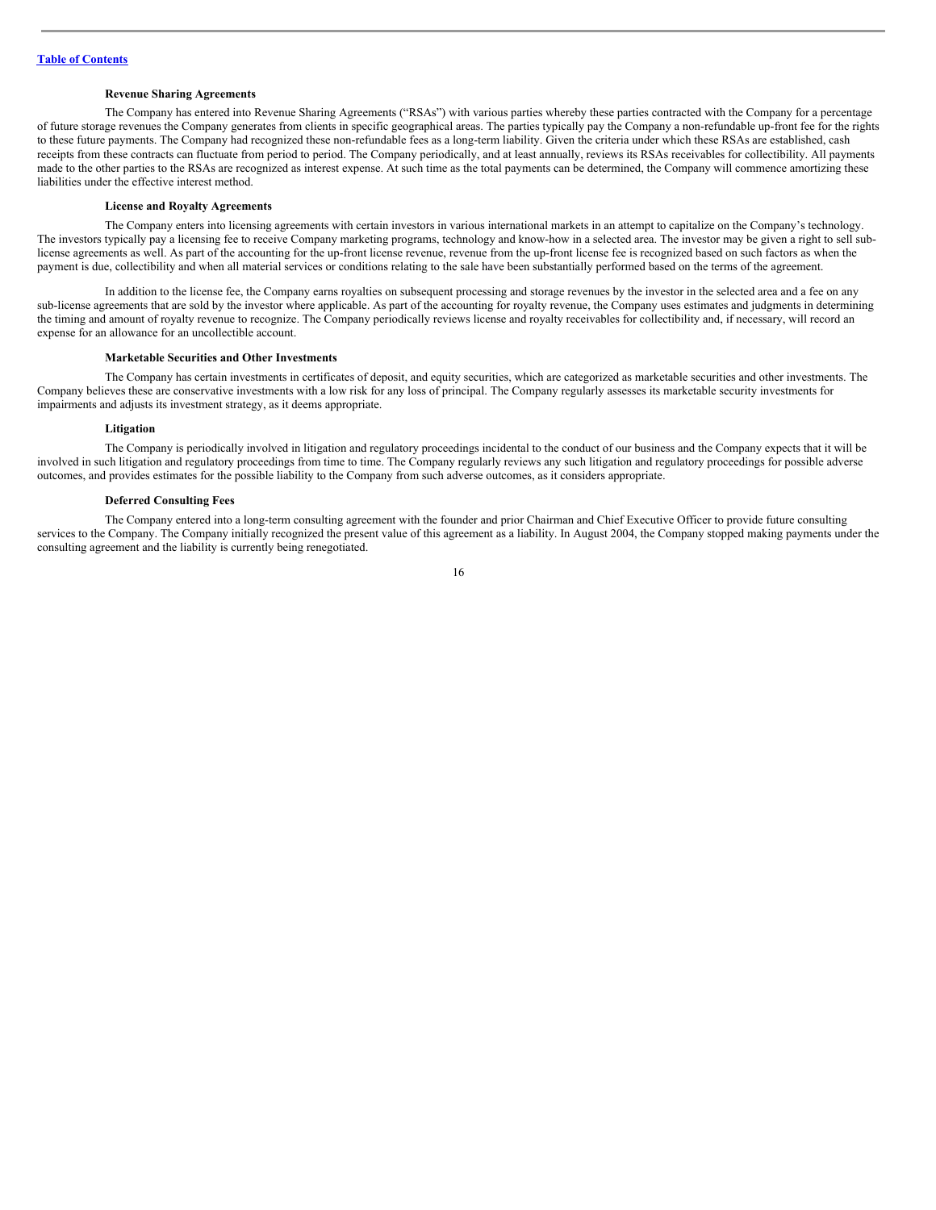[Table of Contents](#)

**Revenue Sharing Agreements**

The Company has entered into Revenue Sharing Agreements ("RSAs") with various parties whereby these parties contracted with the Company for a percentage of future storage revenues the Company generates from clients in specific geographical areas. The parties typically pay the Company a non-refundable up-front fee for the rights to these future payments. The Company had recognized these non-refundable fees as a long-term liability. Given the criteria under which these RSAs are established, cash receipts from these contracts can fluctuate from period to period. The Company periodically, and at least annually, reviews its RSAs receivables for collectibility. All payments made to the other parties to the RSAs are recognized as interest expense. At such time as the total payments can be determined, the Company will commence amortizing these liabilities under the effective interest method.

**License and Royalty Agreements**

The Company enters into licensing agreements with certain investors in various international markets in an attempt to capitalize on the Company's technology. The investors typically pay a licensing fee to receive Company marketing programs, technology and know-how in a selected area. The investor may be given a right to sell sub-license agreements as well. As part of the accounting for the up-front license revenue, revenue from the up-front license fee is recognized based on such factors as when the payment is due, collectibility and when all material services or conditions relating to the sale have been substantially performed based on the terms of the agreement.

In addition to the license fee, the Company earns royalties on subsequent processing and storage revenues by the investor in the selected area and a fee on any sub-license agreements that are sold by the investor where applicable. As part of the accounting for royalty revenue, the Company uses estimates and judgments in determining the timing and amount of royalty revenue to recognize. The Company periodically reviews license and royalty receivables for collectibility and, if necessary, will record an expense for an allowance for an uncollectible account.

**Marketable Securities and Other Investments**

The Company has certain investments in certificates of deposit, and equity securities, which are categorized as marketable securities and other investments. The Company believes these are conservative investments with a low risk for any loss of principal. The Company regularly assesses its marketable security investments for impairments and adjusts its investment strategy, as it deems appropriate.

**Litigation**

The Company is periodically involved in litigation and regulatory proceedings incidental to the conduct of our business and the Company expects that it will be involved in such litigation and regulatory proceedings from time to time. The Company regularly reviews any such litigation and regulatory proceedings for possible adverse outcomes, and provides estimates for the possible liability to the Company from such adverse outcomes, as it considers appropriate.

**Deferred Consulting Fees**

The Company entered into a long-term consulting agreement with the founder and prior Chairman and Chief Executive Officer to provide future consulting services to the Company. The Company initially recognized the present value of this agreement as a liability. In August 2004, the Company stopped making payments under the consulting agreement and the liability is currently being renegotiated.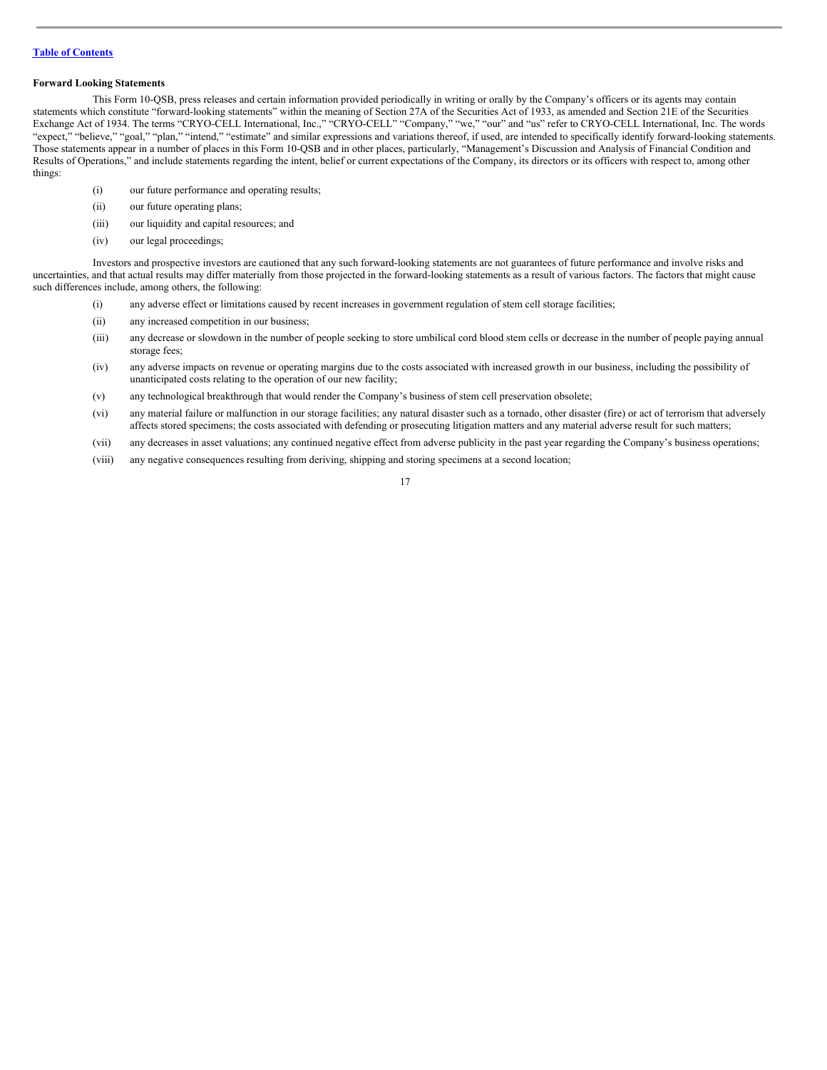[Table of Contents](#)

**Forward Looking Statements**

This Form 10-QSB, press releases and certain information provided periodically in writing or orally by the Company's officers or its agents may contain statements which constitute "forward-looking statements" within the meaning of Section 27A of the Securities Act of 1933, as amended and Section 21E of the Securities Exchange Act of 1934. The terms "CRYO-CELL International, Inc.," "CRYO-CELL" "Company," "we," "our" and "us" refer to CRYO-CELL International, Inc. The words "expect," "believe," "goal," "plan," "intend," "estimate" and similar expressions and variations thereof, if used, are intended to specifically identify forward-looking statements. Those statements appear in a number of places in this Form 10-QSB and in other places, particularly, "Management's Discussion and Analysis of Financial Condition and Results of Operations," and include statements regarding the intent, belief or current expectations of the Company, its directors or its officers with respect to, among other things:

(i) our future performance and operating results;

(ii) our future operating plans;

(iii) our liquidity and capital resources; and

(iv) our legal proceedings;

Investors and prospective investors are cautioned that any such forward-looking statements are not guarantees of future performance and involve risks and uncertainties, and that actual results may differ materially from those projected in the forward-looking statements as a result of various factors. The factors that might cause such differences include, among others, the following:

(i) any adverse effect or limitations caused by recent increases in government regulation of stem cell storage facilities;

(ii) any increased competition in our business;

(iii) any decrease or slowdown in the number of people seeking to store umbilical cord blood stem cells or decrease in the number of people paying annual storage fees;

(iv) any adverse impacts on revenue or operating margins due to the costs associated with increased growth in our business, including the possibility of unanticipated costs relating to the operation of our new facility;

(v) any technological breakthrough that would render the Company's business of stem cell preservation obsolete;

(vi) any material failure or malfunction in our storage facilities; any natural disaster such as a tornado, other disaster (fire) or act of terrorism that adversely affects stored specimens; the costs associated with defending or prosecuting litigation matters and any material adverse result for such matters;

(vii) any decreases in asset valuations; any continued negative effect from adverse publicity in the past year regarding the Company's business operations;

(viii) any negative consequences resulting from deriving, shipping and storing specimens at a second location;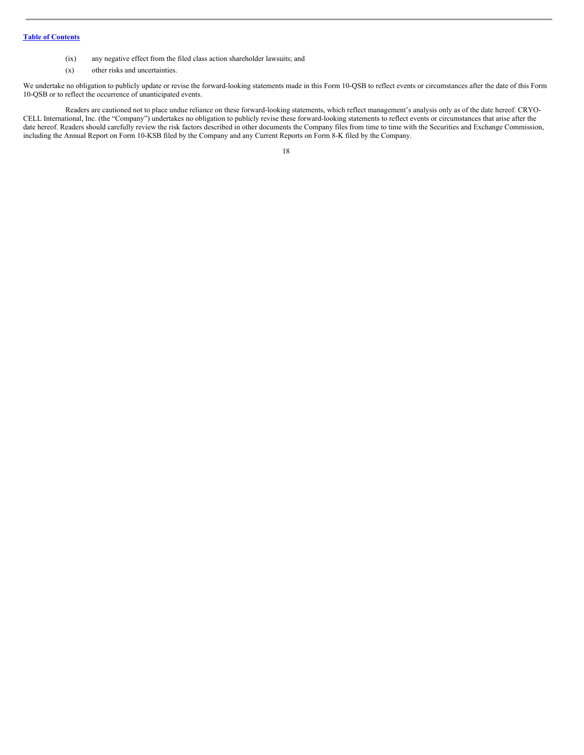(ix) any negative effect from the filed class action shareholder lawsuits; and

(x) other risks and uncertainties.

We undertake no obligation to publicly update or revise the forward-looking statements made in this Form 10-QSB to reflect events or circumstances after the date of this Form 10-QSB or to reflect the occurrence of unanticipated events.

Readers are cautioned not to place undue reliance on these forward-looking statements, which reflect management's analysis only as of the date hereof. CRYO-CELL International, Inc. (the "Company") undertakes no obligation to publicly revise these forward-looking statements to reflect events or circumstances that arise after the date hereof. Readers should carefully review the risk factors described in other documents the Company files from time to time with the Securities and Exchange Commission, including the Annual Report on Form 10-KSB filed by the Company and any Current Reports on Form 8-K filed by the Company.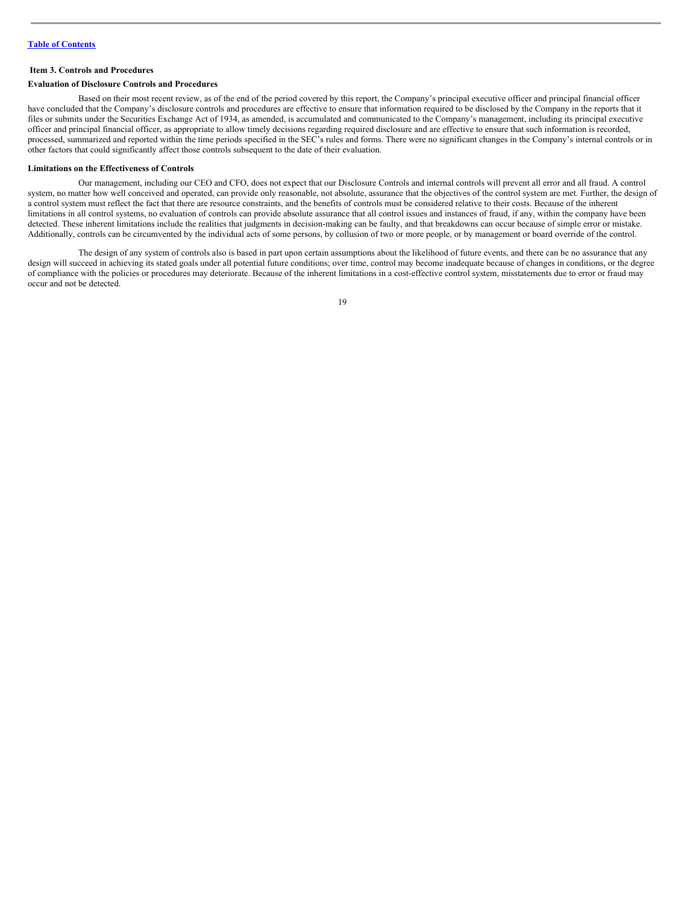[Table of Contents](#)

### Item 3. Controls and Procedures

**Evaluation of Disclosure Controls and Procedures**

Based on their most recent review, as of the end of the period covered by this report, the Company's principal executive officer and principal financial officer have concluded that the Company's disclosure controls and procedures are effective to ensure that information required to be disclosed by the Company in the reports that it files or submits under the Securities Exchange Act of 1934, as amended, is accumulated and communicated to the Company's management, including its principal executive officer and principal financial officer, as appropriate to allow timely decisions regarding required disclosure and are effective to ensure that such information is recorded, processed, summarized and reported within the time periods specified in the SEC's rules and forms. There were no significant changes in the Company's internal controls or in other factors that could significantly affect those controls subsequent to the date of their evaluation.

**Limitations on the Effectiveness of Controls**

Our management, including our CEO and CFO, does not expect that our Disclosure Controls and internal controls will prevent all error and all fraud. A control system, no matter how well conceived and operated, can provide only reasonable, not absolute, assurance that the objectives of the control system are met. Further, the design of a control system must reflect the fact that there are resource constraints, and the benefits of controls must be considered relative to their costs. Because of the inherent limitations in all control systems, no evaluation of controls can provide absolute assurance that all control issues and instances of fraud, if any, within the company have been detected. These inherent limitations include the realities that judgments in decision-making can be faulty, and that breakdowns can occur because of simple error or mistake. Additionally, controls can be circumvented by the individual acts of some persons, by collusion of two or more people, or by management or board override of the control.

The design of any system of controls also is based in part upon certain assumptions about the likelihood of future events, and there can be no assurance that any design will succeed in achieving its stated goals under all potential future conditions; over time, control may become inadequate because of changes in conditions, or the degree of compliance with the policies or procedures may deteriorate. Because of the inherent limitations in a cost-effective control system, misstatements due to error or fraud may occur and not be detected.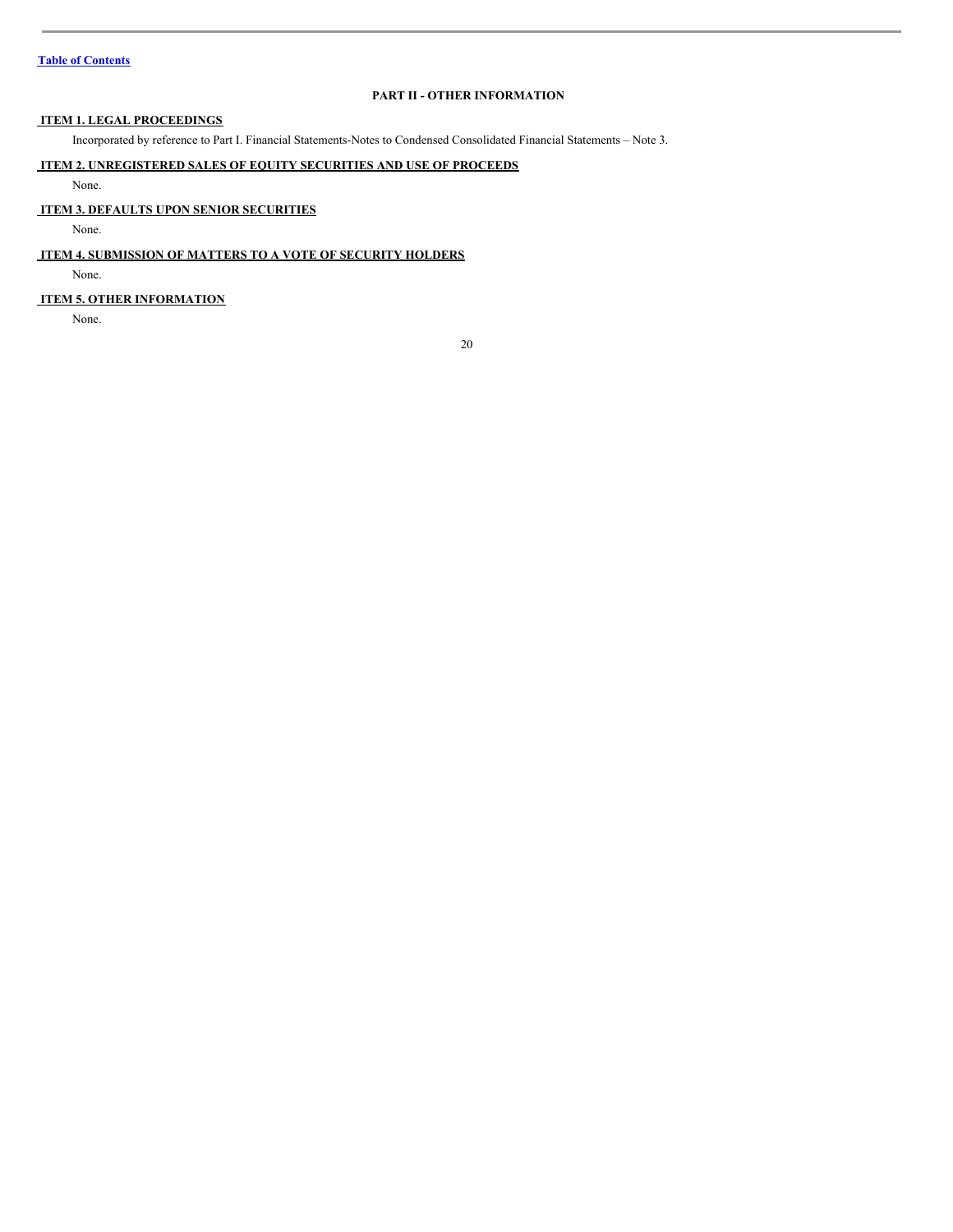## PART II - OTHER INFORMATION

### ITEM 1. LEGAL PROCEEDINGS

Incorporated by reference to Part I. Financial Statements-Notes to Condensed Consolidated Financial Statements – Note 3.

### ITEM 2. UNREGISTERED SALES OF EQUITY SECURITIES AND USE OF PROCEEDS

None.

### ITEM 3. DEFAULTS UPON SENIOR SECURITIES

None.

### ITEM 4. SUBMISSION OF MATTERS TO A VOTE OF SECURITY HOLDERS

None.

### ITEM 5. OTHER INFORMATION

None.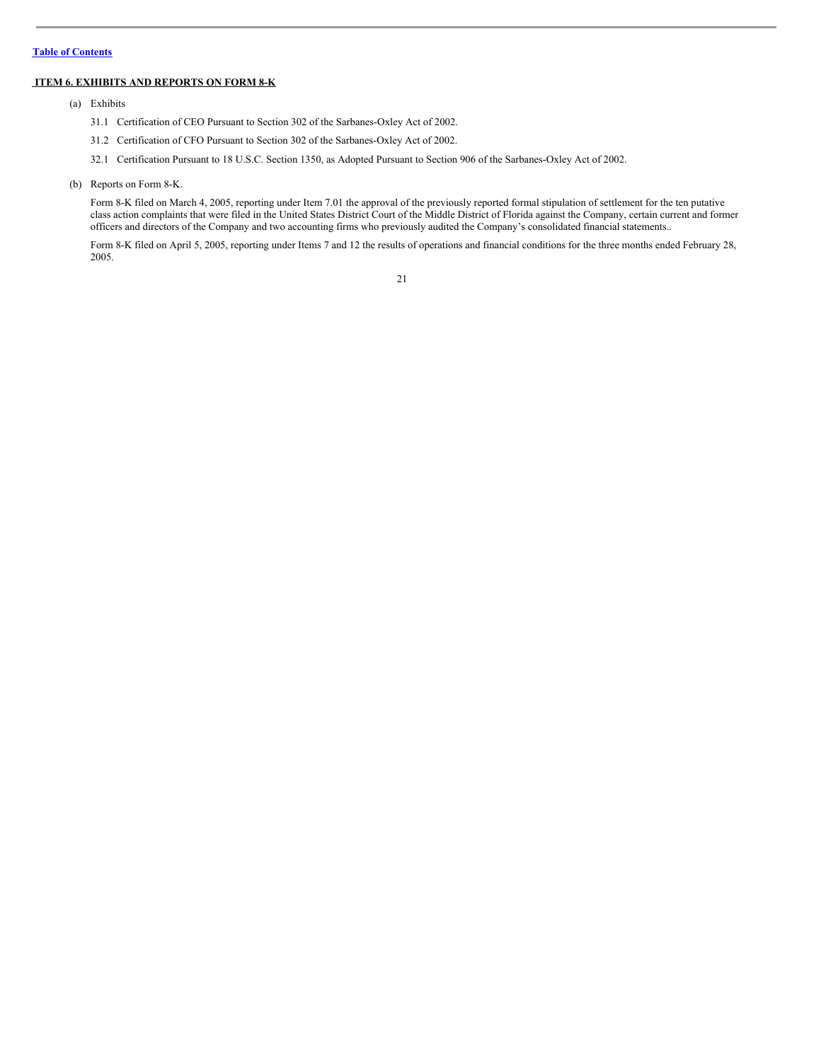## ITEM 6. EXHIBITS AND REPORTS ON FORM 8-K

(a) Exhibits

31.1 Certification of CEO Pursuant to Section 302 of the Sarbanes-Oxley Act of 2002.

31.2 Certification of CFO Pursuant to Section 302 of the Sarbanes-Oxley Act of 2002.

32.1 Certification Pursuant to 18 U.S.C. Section 1350, as Adopted Pursuant to Section 906 of the Sarbanes-Oxley Act of 2002.

(b) Reports on Form 8-K.

Form 8-K filed on March 4, 2005, reporting under Item 7.01 the approval of the previously reported formal stipulation of settlement for the ten putative class action complaints that were filed in the United States District Court of the Middle District of Florida against the Company, certain current and former officers and directors of the Company and two accounting firms who previously audited the Company's consolidated financial statements..

Form 8-K filed on April 5, 2005, reporting under Items 7 and 12 the results of operations and financial conditions for the three months ended February 28, 2005.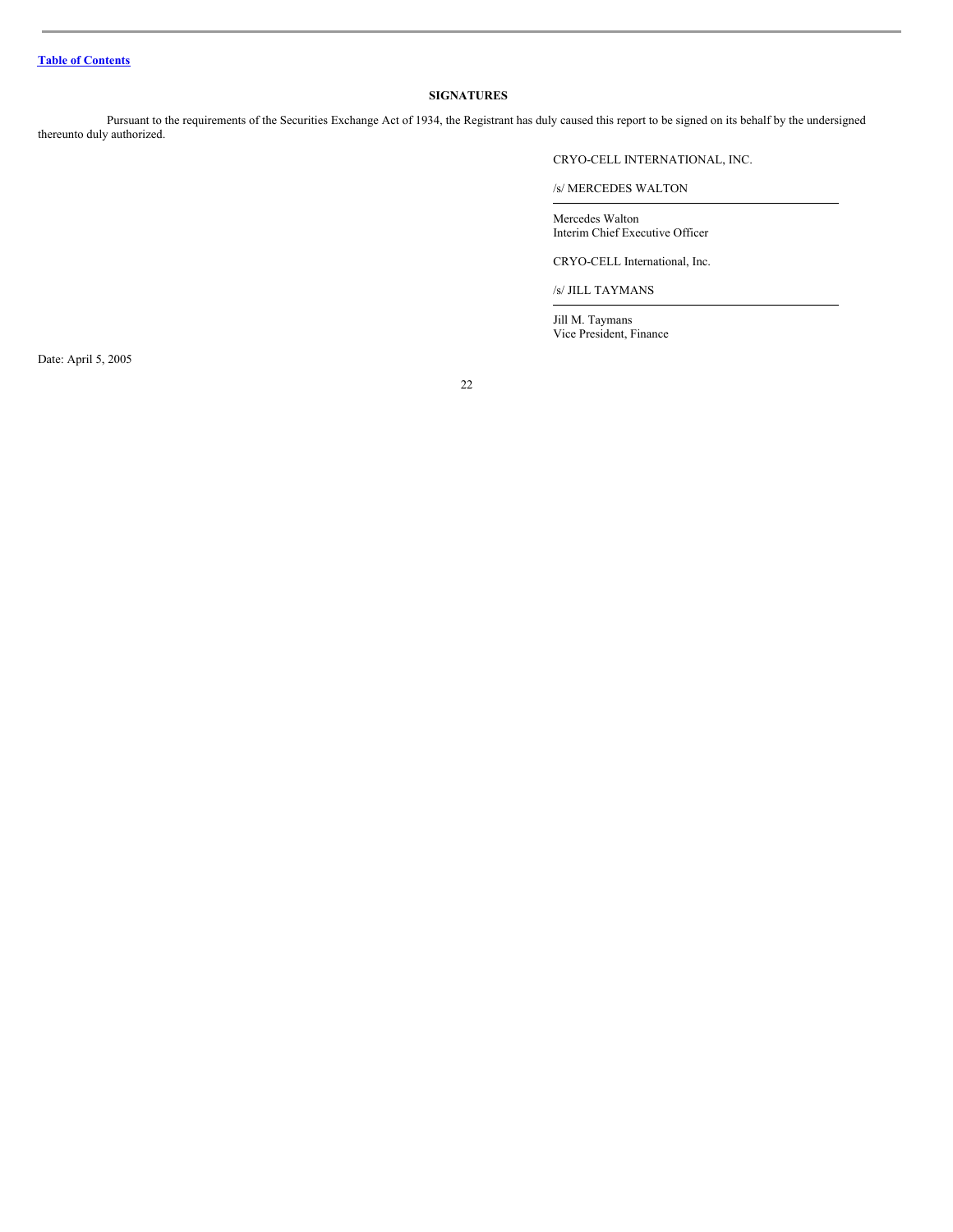[Table of Contents]

**SIGNATURES**

Pursuant to the requirements of the Securities Exchange Act of 1934, the Registrant has duly caused this report to be signed on its behalf by the undersigned thereunto duly authorized.

CRYO-CELL INTERNATIONAL, INC.

/s/ MERCEDES WALTON

Mercedes Walton
Interim Chief Executive Officer

CRYO-CELL International, Inc.

/s/ JILL TAYMANS

Jill M. Taymans
Vice President, Finance

Date: April 5, 2005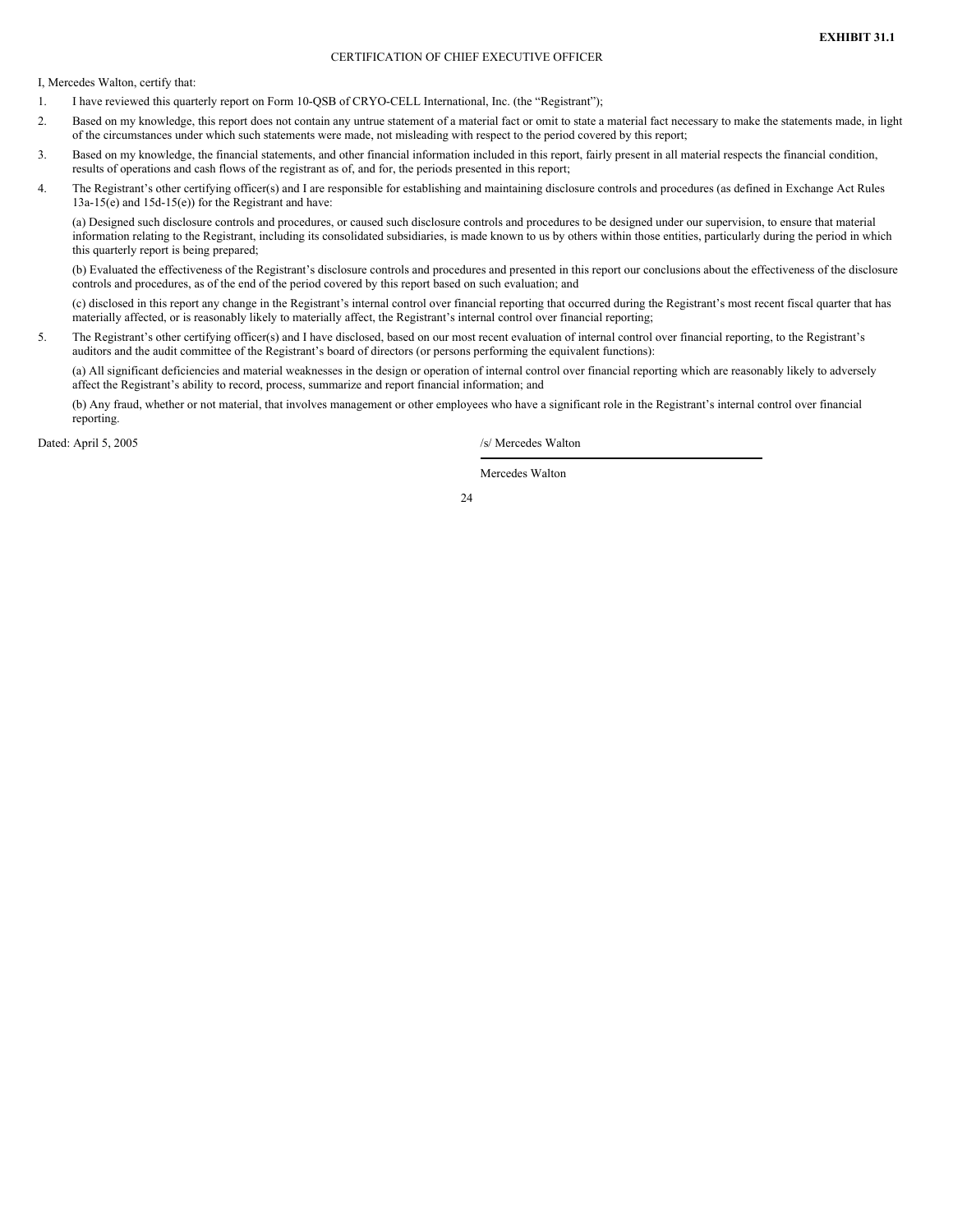**EXHIBIT 31.1**

CERTIFICATION OF CHIEF EXECUTIVE OFFICER

I, Mercedes Walton, certify that:

1. I have reviewed this quarterly report on Form 10-QSB of CRYO-CELL International, Inc. (the "Registrant");
2. Based on my knowledge, this report does not contain any untrue statement of a material fact or omit to state a material fact necessary to make the statements made, in light of the circumstances under which such statements were made, not misleading with respect to the period covered by this report;
3. Based on my knowledge, the financial statements, and other financial information included in this report, fairly present in all material respects the financial condition, results of operations and cash flows of the registrant as of, and for, the periods presented in this report;
4. The Registrant's other certifying officer(s) and I are responsible for establishing and maintaining disclosure controls and procedures (as defined in Exchange Act Rules 13a-15(e) and 15d-15(e)) for the Registrant and have:

   (a) Designed such disclosure controls and procedures, or caused such disclosure controls and procedures to be designed under our supervision, to ensure that material information relating to the Registrant, including its consolidated subsidiaries, is made known to us by others within those entities, particularly during the period in which this quarterly report is being prepared;

   (b) Evaluated the effectiveness of the Registrant's disclosure controls and procedures and presented in this report our conclusions about the effectiveness of the disclosure controls and procedures, as of the end of the period covered by this report based on such evaluation; and

   (c) disclosed in this report any change in the Registrant's internal control over financial reporting that occurred during the Registrant's most recent fiscal quarter that has materially affected, or is reasonably likely to materially affect, the Registrant's internal control over financial reporting;
5. The Registrant's other certifying officer(s) and I have disclosed, based on our most recent evaluation of internal control over financial reporting, to the Registrant's auditors and the audit committee of the Registrant's board of directors (or persons performing the equivalent functions):

   (a) All significant deficiencies and material weaknesses in the design or operation of internal control over financial reporting which are reasonably likely to adversely affect the Registrant's ability to record, process, summarize and report financial information; and

   (b) Any fraud, whether or not material, that involves management or other employees who have a significant role in the Registrant's internal control over financial reporting.

Dated: April 5, 2005

/s/ Mercedes Walton

Mercedes Walton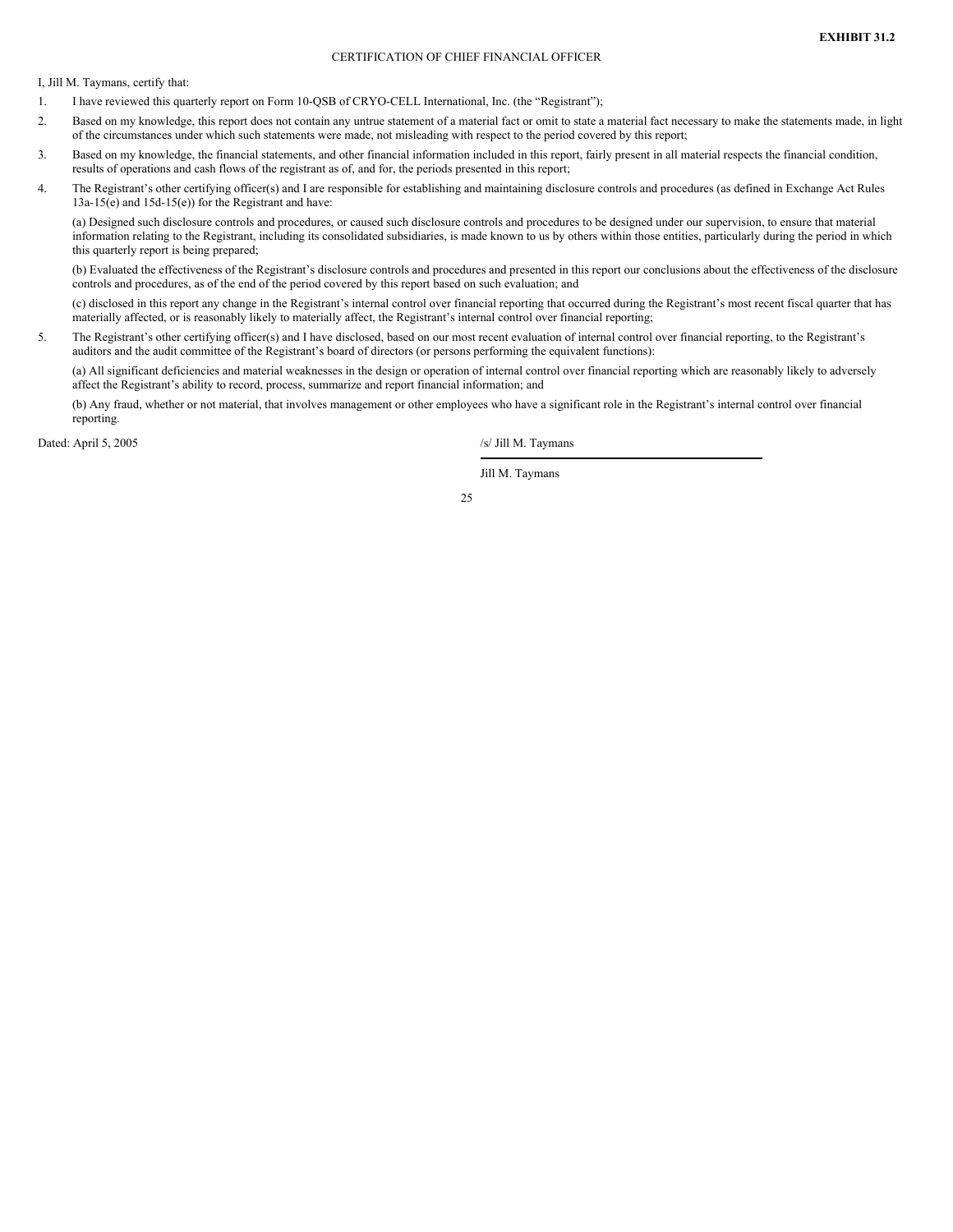**EXHIBIT 31.2**

CERTIFICATION OF CHIEF FINANCIAL OFFICER

I, Jill M. Taymans, certify that:

1. I have reviewed this quarterly report on Form 10-QSB of CRYO-CELL International, Inc. (the "Registrant");

2. Based on my knowledge, this report does not contain any untrue statement of a material fact or omit to state a material fact necessary to make the statements made, in light of the circumstances under which such statements were made, not misleading with respect to the period covered by this report;

3. Based on my knowledge, the financial statements, and other financial information included in this report, fairly present in all material respects the financial condition, results of operations and cash flows of the registrant as of, and for, the periods presented in this report;

4. The Registrant's other certifying officer(s) and I are responsible for establishing and maintaining disclosure controls and procedures (as defined in Exchange Act Rules 13a-15(e) and 15d-15(e)) for the Registrant and have:

   (a) Designed such disclosure controls and procedures, or caused such disclosure controls and procedures to be designed under our supervision, to ensure that material information relating to the Registrant, including its consolidated subsidiaries, is made known to us by others within those entities, particularly during the period in which this quarterly report is being prepared;

   (b) Evaluated the effectiveness of the Registrant's disclosure controls and procedures and presented in this report our conclusions about the effectiveness of the disclosure controls and procedures, as of the end of the period covered by this report based on such evaluation; and

   (c) disclosed in this report any change in the Registrant's internal control over financial reporting that occurred during the Registrant's most recent fiscal quarter that has materially affected, or is reasonably likely to materially affect, the Registrant's internal control over financial reporting;

5. The Registrant's other certifying officer(s) and I have disclosed, based on our most recent evaluation of internal control over financial reporting, to the Registrant's auditors and the audit committee of the Registrant's board of directors (or persons performing the equivalent functions):

   (a) All significant deficiencies and material weaknesses in the design or operation of internal control over financial reporting which are reasonably likely to adversely affect the Registrant's ability to record, process, summarize and report financial information; and

   (b) Any fraud, whether or not material, that involves management or other employees who have a significant role in the Registrant's internal control over financial reporting.

Dated: April 5, 2005

/s/ Jill M. Taymans

Jill M. Taymans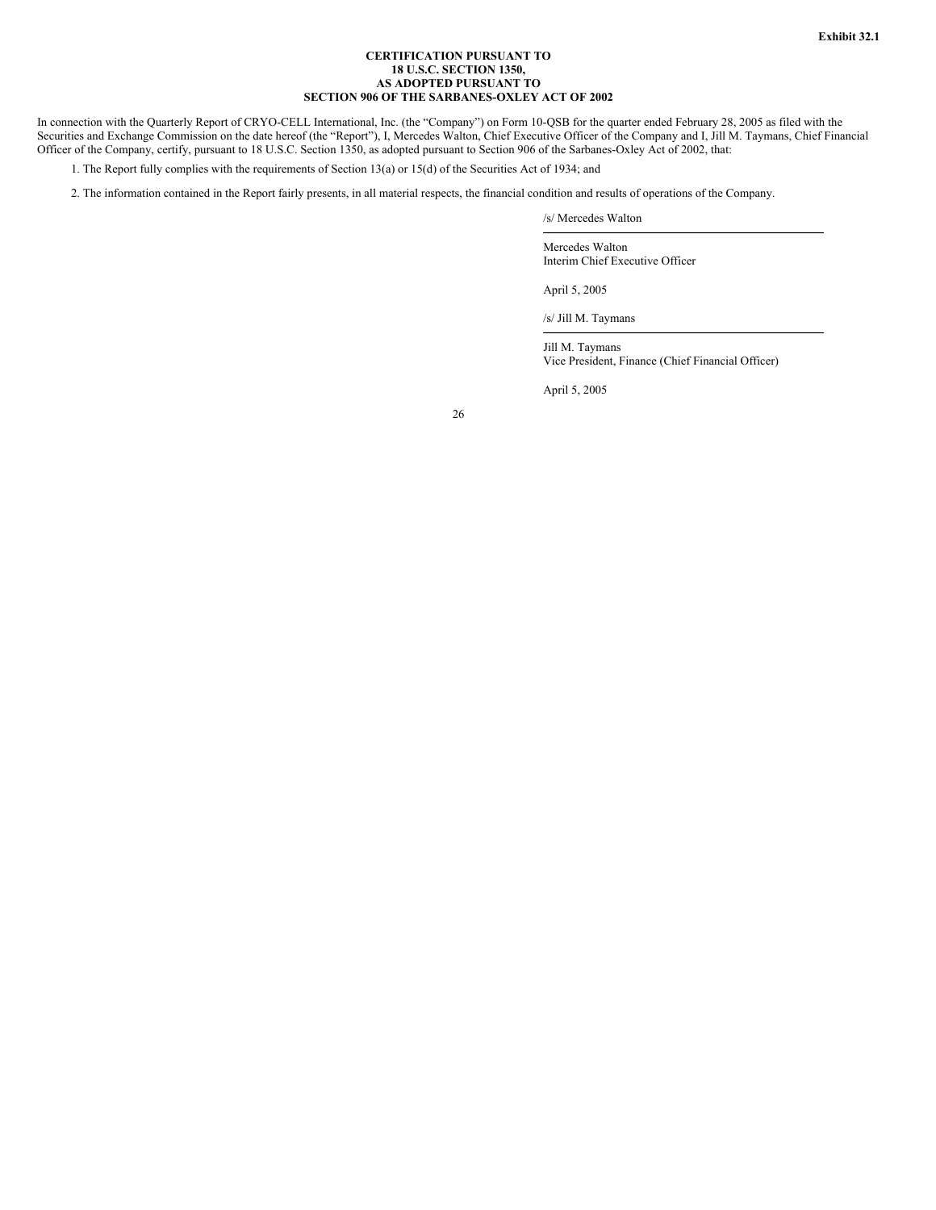**Exhibit 32.1**

**CERTIFICATION PURSUANT TO
18 U.S.C. SECTION 1350,
AS ADOPTED PURSUANT TO
SECTION 906 OF THE SARBANES-OXLEY ACT OF 2002**

In connection with the Quarterly Report of CRYO-CELL International, Inc. (the "Company") on Form 10-QSB for the quarter ended February 28, 2005 as filed with the Securities and Exchange Commission on the date hereof (the "Report"), I, Mercedes Walton, Chief Executive Officer of the Company and I, Jill M. Taymans, Chief Financial Officer of the Company, certify, pursuant to 18 U.S.C. Section 1350, as adopted pursuant to Section 906 of the Sarbanes-Oxley Act of 2002, that:

1. The Report fully complies with the requirements of Section 13(a) or 15(d) of the Securities Act of 1934; and

2. The information contained in the Report fairly presents, in all material respects, the financial condition and results of operations of the Company.

/s/ Mercedes Walton

Mercedes Walton
Interim Chief Executive Officer

April 5, 2005

/s/ Jill M. Taymans

Jill M. Taymans
Vice President, Finance (Chief Financial Officer)

April 5, 2005